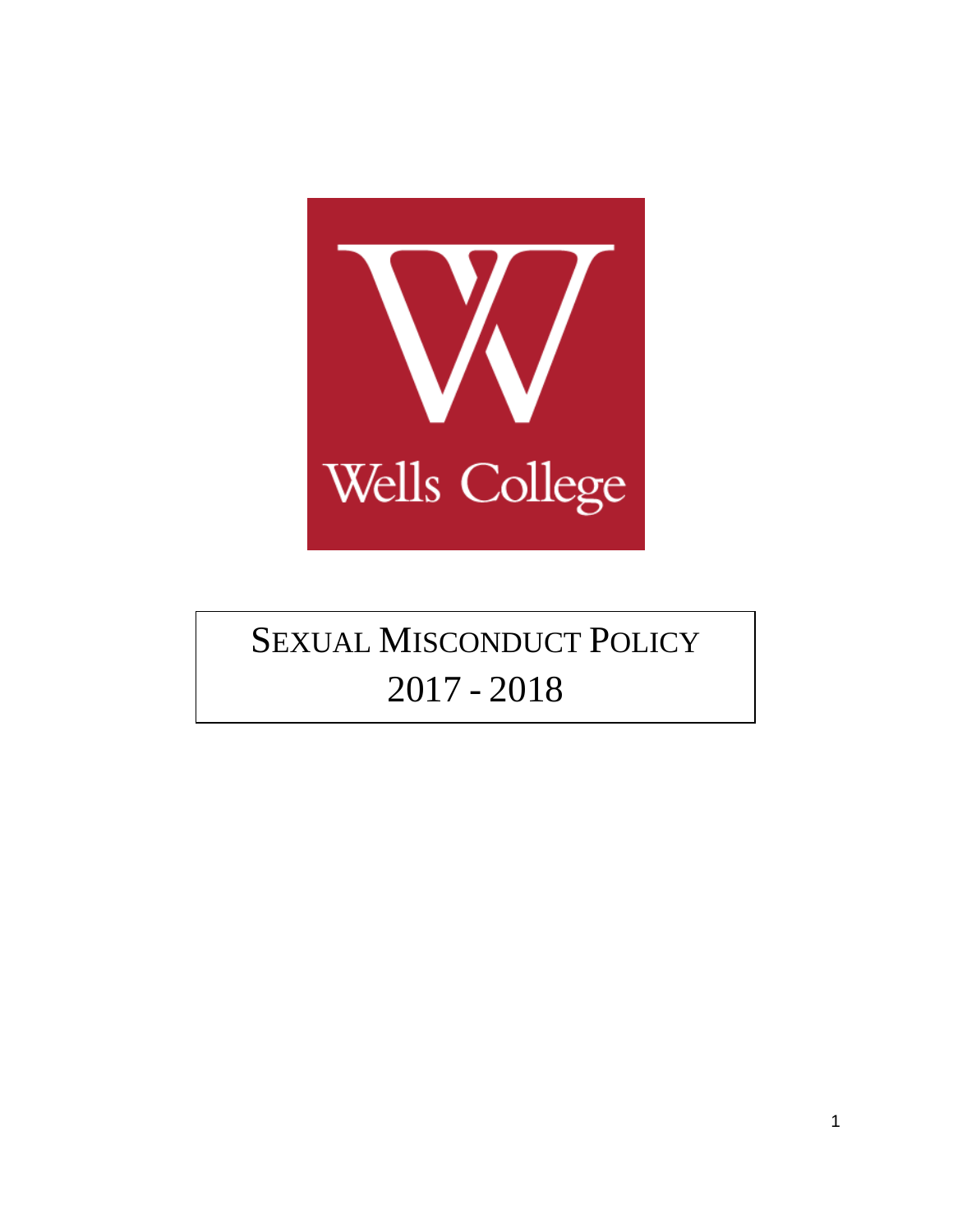Wells College

# SEXUAL MISCONDUCT POLICY 2017 - 2018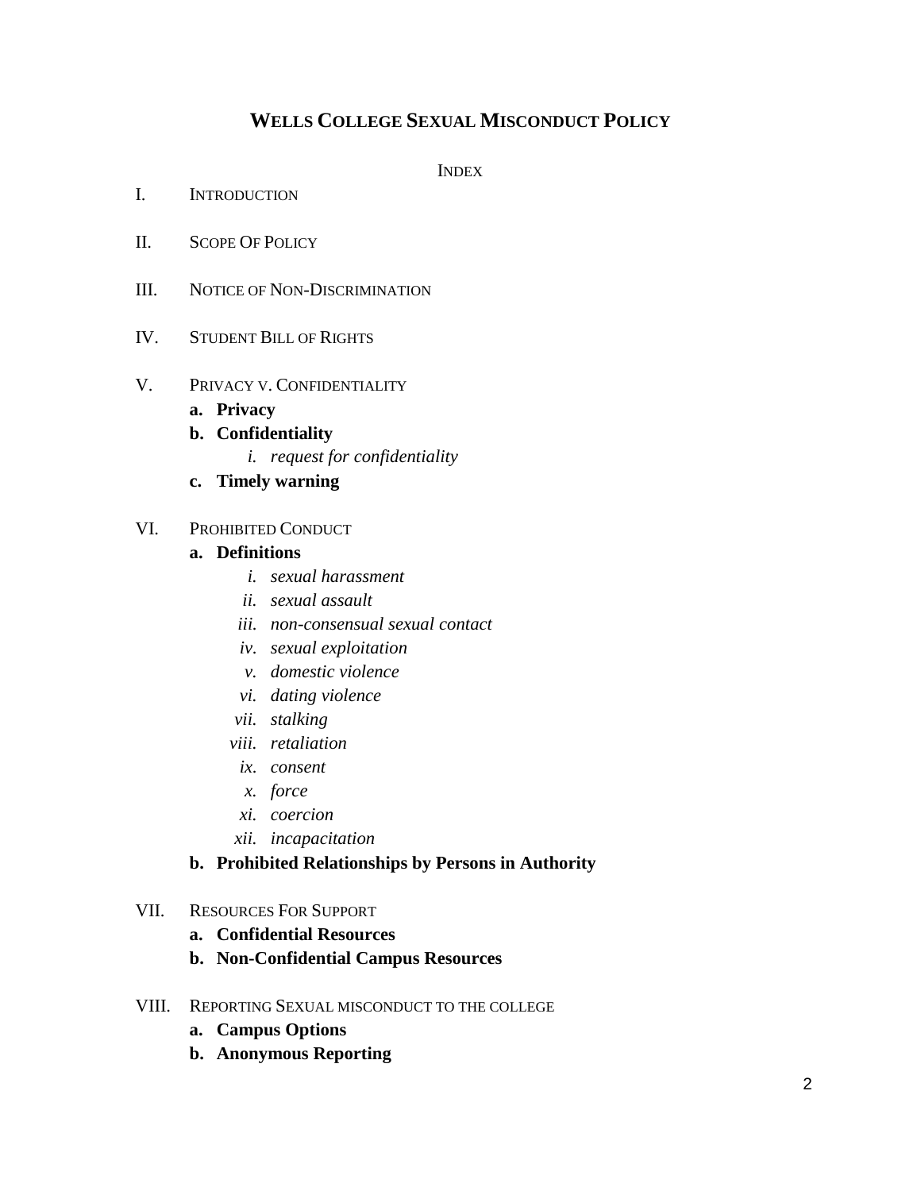# WELLS COLLEGE SEXUAL MISCONDUCT POLICY

INDEX

I. INTRODUCTION

II. SCOPE OF POLICY

III. NOTICE OF NON-DISCRIMINATION

IV. STUDENT BILL OF RIGHTS

V. PRIVACY V. CONFIDENTIALITY
- **a. Privacy**
- **b. Confidentiality**
  - *i. request for confidentiality*
- **c. Timely warning**

VI. PROHIBITED CONDUCT
- **a. Definitions**
  - *i. sexual harassment*
  - *ii. sexual assault*
  - *iii. non-consensual sexual contact*
  - *iv. sexual exploitation*
  - *v. domestic violence*
  - *vi. dating violence*
  - *vii. stalking*
  - *viii. retaliation*
  - *ix. consent*
  - *x. force*
  - *xi. coercion*
  - *xii. incapacitation*
- **b. Prohibited Relationships by Persons in Authority**

VII. RESOURCES FOR SUPPORT
- **a. Confidential Resources**
- **b. Non-Confidential Campus Resources**

VIII. REPORTING SEXUAL MISCONDUCT TO THE COLLEGE
- **a. Campus Options**
- **b. Anonymous Reporting**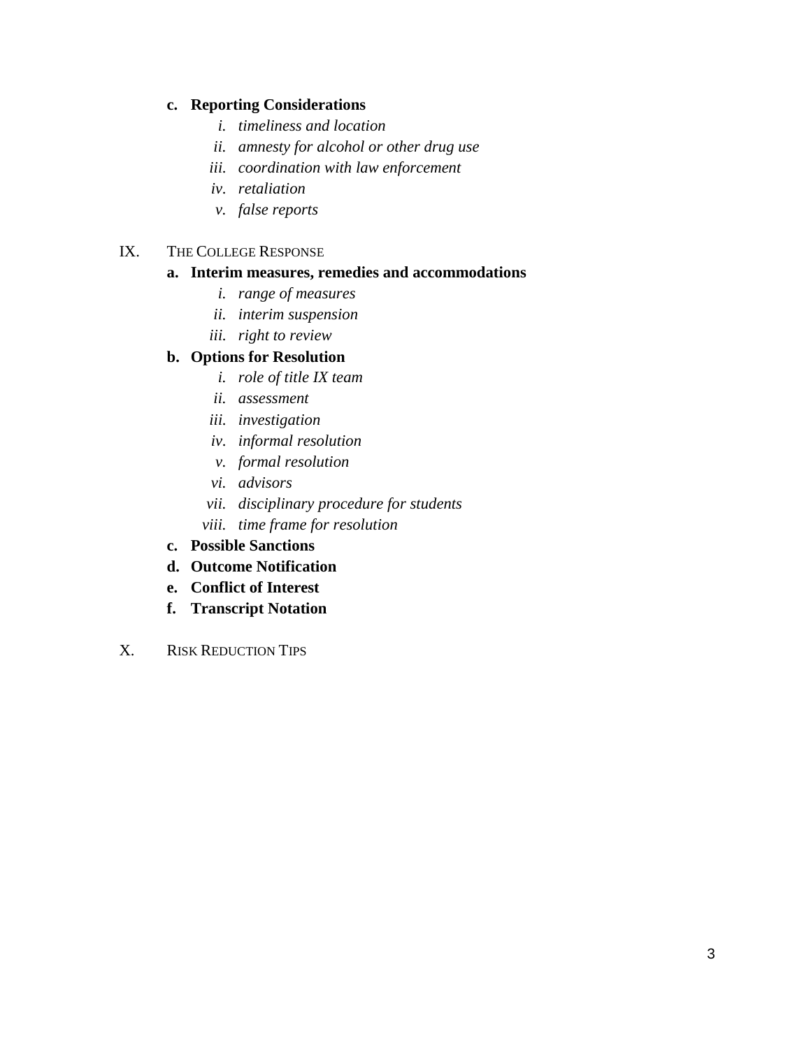c. **Reporting Considerations**
   - i. *timeliness and location*
   - ii. *amnesty for alcohol or other drug use*
   - iii. *coordination with law enforcement*
   - iv. *retaliation*
   - v. *false reports*

IX. THE COLLEGE RESPONSE

a. **Interim measures, remedies and accommodations**
   - i. *range of measures*
   - ii. *interim suspension*
   - iii. *right to review*

b. **Options for Resolution**
   - i. *role of title IX team*
   - ii. *assessment*
   - iii. *investigation*
   - iv. *informal resolution*
   - v. *formal resolution*
   - vi. *advisors*
   - vii. *disciplinary procedure for students*
   - viii. *time frame for resolution*

c. **Possible Sanctions**

d. **Outcome Notification**

e. **Conflict of Interest**

f. **Transcript Notation**

X. RISK REDUCTION TIPS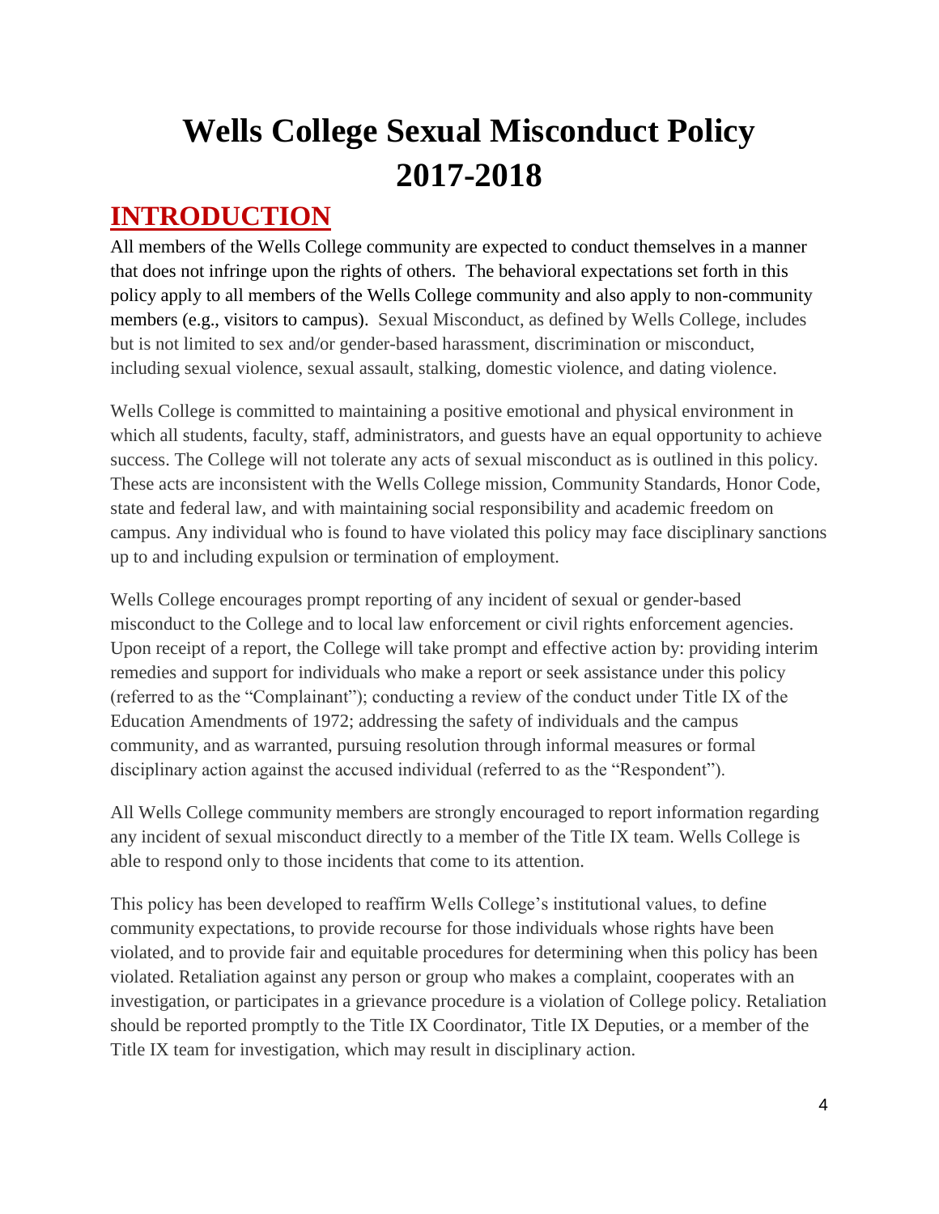# Wells College Sexual Misconduct Policy 2017-2018

## INTRODUCTION

All members of the Wells College community are expected to conduct themselves in a manner that does not infringe upon the rights of others. The behavioral expectations set forth in this policy apply to all members of the Wells College community and also apply to non-community members (e.g., visitors to campus). Sexual Misconduct, as defined by Wells College, includes but is not limited to sex and/or gender-based harassment, discrimination or misconduct, including sexual violence, sexual assault, stalking, domestic violence, and dating violence.

Wells College is committed to maintaining a positive emotional and physical environment in which all students, faculty, staff, administrators, and guests have an equal opportunity to achieve success. The College will not tolerate any acts of sexual misconduct as is outlined in this policy. These acts are inconsistent with the Wells College mission, Community Standards, Honor Code, state and federal law, and with maintaining social responsibility and academic freedom on campus. Any individual who is found to have violated this policy may face disciplinary sanctions up to and including expulsion or termination of employment.

Wells College encourages prompt reporting of any incident of sexual or gender-based misconduct to the College and to local law enforcement or civil rights enforcement agencies. Upon receipt of a report, the College will take prompt and effective action by: providing interim remedies and support for individuals who make a report or seek assistance under this policy (referred to as the "Complainant"); conducting a review of the conduct under Title IX of the Education Amendments of 1972; addressing the safety of individuals and the campus community, and as warranted, pursuing resolution through informal measures or formal disciplinary action against the accused individual (referred to as the "Respondent").

All Wells College community members are strongly encouraged to report information regarding any incident of sexual misconduct directly to a member of the Title IX team. Wells College is able to respond only to those incidents that come to its attention.

This policy has been developed to reaffirm Wells College's institutional values, to define community expectations, to provide recourse for those individuals whose rights have been violated, and to provide fair and equitable procedures for determining when this policy has been violated. Retaliation against any person or group who makes a complaint, cooperates with an investigation, or participates in a grievance procedure is a violation of College policy. Retaliation should be reported promptly to the Title IX Coordinator, Title IX Deputies, or a member of the Title IX team for investigation, which may result in disciplinary action.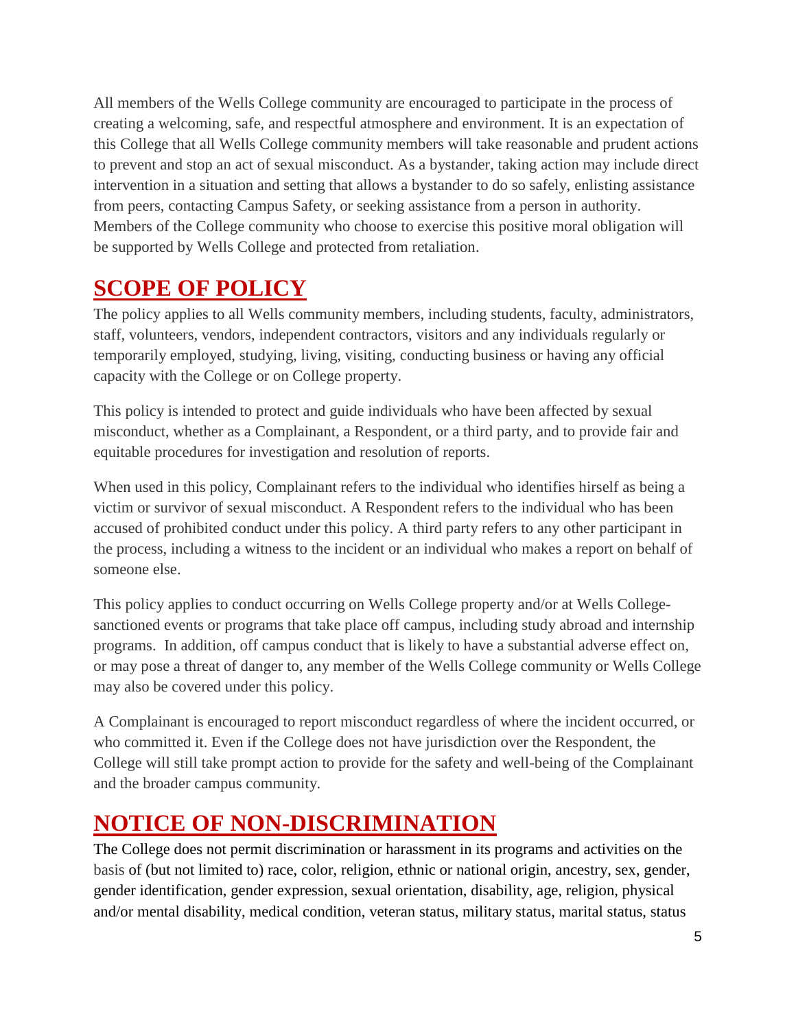All members of the Wells College community are encouraged to participate in the process of creating a welcoming, safe, and respectful atmosphere and environment. It is an expectation of this College that all Wells College community members will take reasonable and prudent actions to prevent and stop an act of sexual misconduct. As a bystander, taking action may include direct intervention in a situation and setting that allows a bystander to do so safely, enlisting assistance from peers, contacting Campus Safety, or seeking assistance from a person in authority. Members of the College community who choose to exercise this positive moral obligation will be supported by Wells College and protected from retaliation.

## SCOPE OF POLICY

The policy applies to all Wells community members, including students, faculty, administrators, staff, volunteers, vendors, independent contractors, visitors and any individuals regularly or temporarily employed, studying, living, visiting, conducting business or having any official capacity with the College or on College property.

This policy is intended to protect and guide individuals who have been affected by sexual misconduct, whether as a Complainant, a Respondent, or a third party, and to provide fair and equitable procedures for investigation and resolution of reports.

When used in this policy, Complainant refers to the individual who identifies hirself as being a victim or survivor of sexual misconduct. A Respondent refers to the individual who has been accused of prohibited conduct under this policy. A third party refers to any other participant in the process, including a witness to the incident or an individual who makes a report on behalf of someone else.

This policy applies to conduct occurring on Wells College property and/or at Wells College-sanctioned events or programs that take place off campus, including study abroad and internship programs. In addition, off campus conduct that is likely to have a substantial adverse effect on, or may pose a threat of danger to, any member of the Wells College community or Wells College may also be covered under this policy.

A Complainant is encouraged to report misconduct regardless of where the incident occurred, or who committed it. Even if the College does not have jurisdiction over the Respondent, the College will still take prompt action to provide for the safety and well-being of the Complainant and the broader campus community.

## NOTICE OF NON-DISCRIMINATION

The College does not permit discrimination or harassment in its programs and activities on the basis of (but not limited to) race, color, religion, ethnic or national origin, ancestry, sex, gender, gender identification, gender expression, sexual orientation, disability, age, religion, physical and/or mental disability, medical condition, veteran status, military status, marital status, status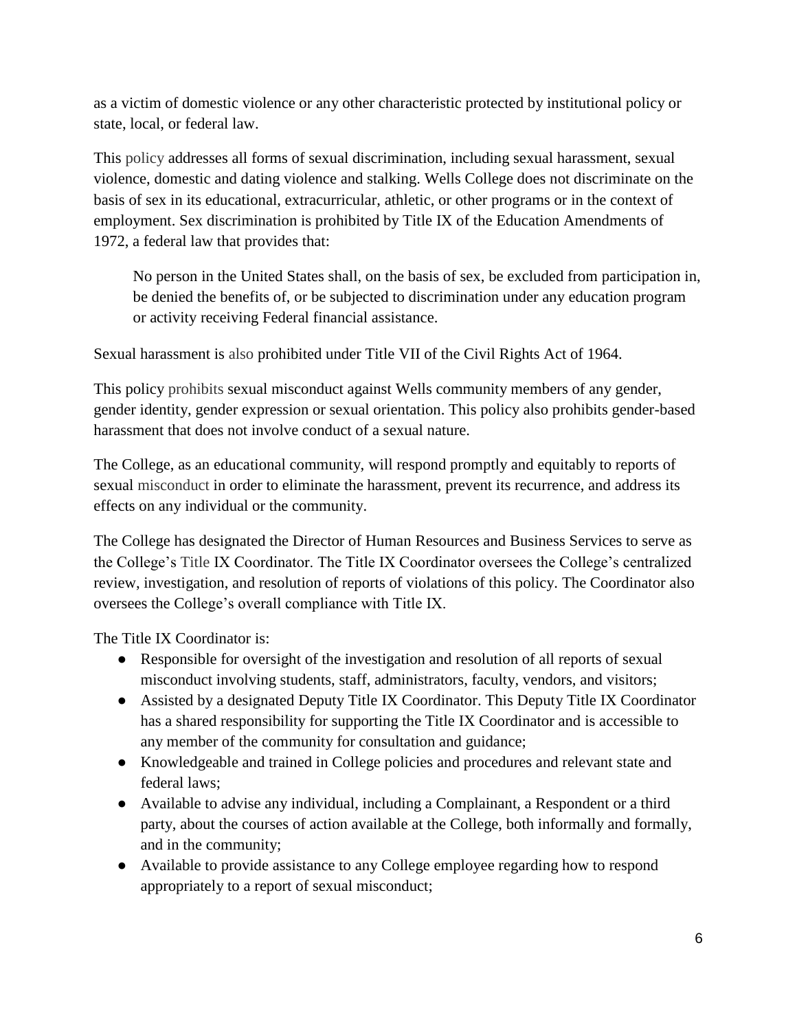as a victim of domestic violence or any other characteristic protected by institutional policy or state, local, or federal law.

This policy addresses all forms of sexual discrimination, including sexual harassment, sexual violence, domestic and dating violence and stalking. Wells College does not discriminate on the basis of sex in its educational, extracurricular, athletic, or other programs or in the context of employment. Sex discrimination is prohibited by Title IX of the Education Amendments of 1972, a federal law that provides that:

> No person in the United States shall, on the basis of sex, be excluded from participation in, be denied the benefits of, or be subjected to discrimination under any education program or activity receiving Federal financial assistance.

Sexual harassment is also prohibited under Title VII of the Civil Rights Act of 1964.

This policy prohibits sexual misconduct against Wells community members of any gender, gender identity, gender expression or sexual orientation. This policy also prohibits gender-based harassment that does not involve conduct of a sexual nature.

The College, as an educational community, will respond promptly and equitably to reports of sexual misconduct in order to eliminate the harassment, prevent its recurrence, and address its effects on any individual or the community.

The College has designated the Director of Human Resources and Business Services to serve as the College's Title IX Coordinator. The Title IX Coordinator oversees the College's centralized review, investigation, and resolution of reports of violations of this policy. The Coordinator also oversees the College's overall compliance with Title IX.

The Title IX Coordinator is:

- Responsible for oversight of the investigation and resolution of all reports of sexual misconduct involving students, staff, administrators, faculty, vendors, and visitors;
- Assisted by a designated Deputy Title IX Coordinator. This Deputy Title IX Coordinator has a shared responsibility for supporting the Title IX Coordinator and is accessible to any member of the community for consultation and guidance;
- Knowledgeable and trained in College policies and procedures and relevant state and federal laws;
- Available to advise any individual, including a Complainant, a Respondent or a third party, about the courses of action available at the College, both informally and formally, and in the community;
- Available to provide assistance to any College employee regarding how to respond appropriately to a report of sexual misconduct;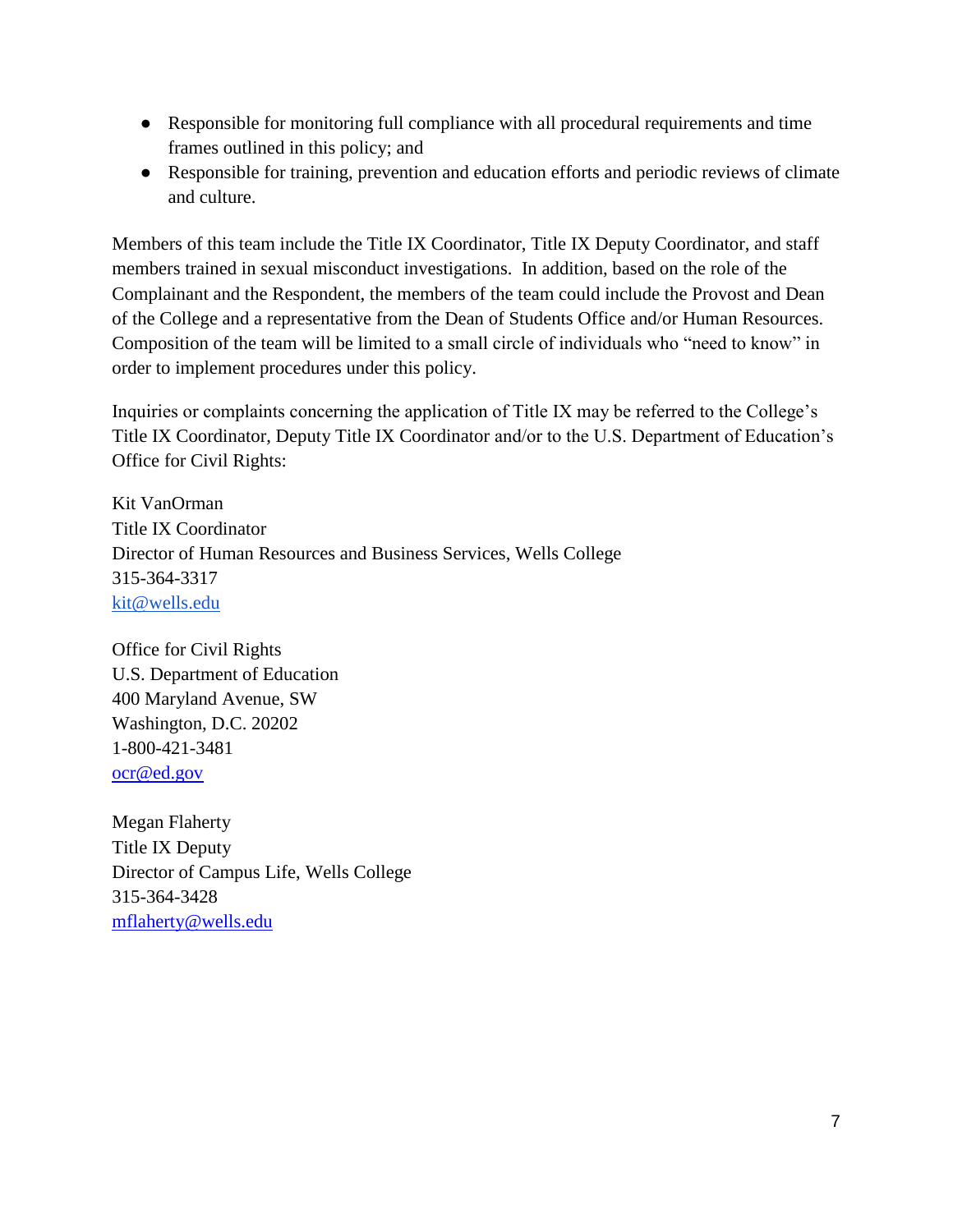- Responsible for monitoring full compliance with all procedural requirements and time frames outlined in this policy; and
- Responsible for training, prevention and education efforts and periodic reviews of climate and culture.

Members of this team include the Title IX Coordinator, Title IX Deputy Coordinator, and staff members trained in sexual misconduct investigations. In addition, based on the role of the Complainant and the Respondent, the members of the team could include the Provost and Dean of the College and a representative from the Dean of Students Office and/or Human Resources. Composition of the team will be limited to a small circle of individuals who "need to know" in order to implement procedures under this policy.

Inquiries or complaints concerning the application of Title IX may be referred to the College's Title IX Coordinator, Deputy Title IX Coordinator and/or to the U.S. Department of Education's Office for Civil Rights:

Kit VanOrman  
Title IX Coordinator  
Director of Human Resources and Business Services, Wells College  
315-364-3317  
kit@wells.edu

Office for Civil Rights  
U.S. Department of Education  
400 Maryland Avenue, SW  
Washington, D.C. 20202  
1-800-421-3481  
ocr@ed.gov

Megan Flaherty  
Title IX Deputy  
Director of Campus Life, Wells College  
315-364-3428  
mflaherty@wells.edu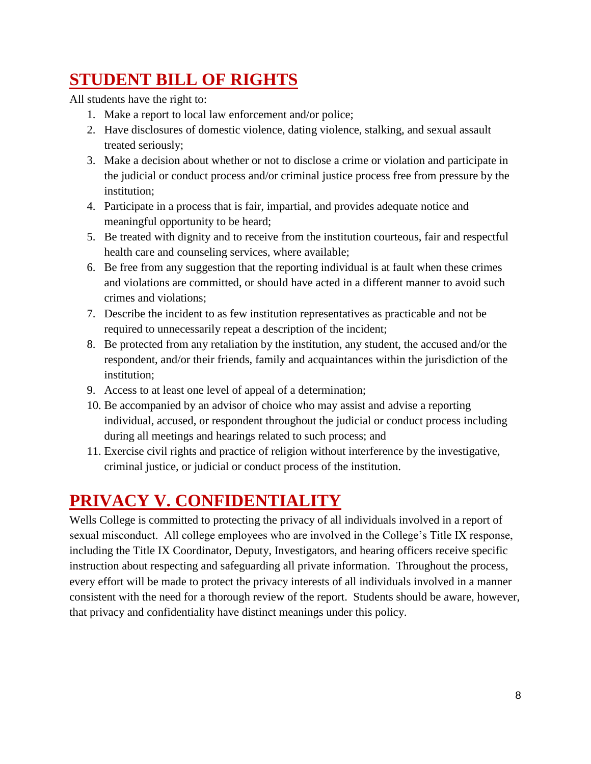## STUDENT BILL OF RIGHTS

All students have the right to:

1. Make a report to local law enforcement and/or police;
2. Have disclosures of domestic violence, dating violence, stalking, and sexual assault treated seriously;
3. Make a decision about whether or not to disclose a crime or violation and participate in the judicial or conduct process and/or criminal justice process free from pressure by the institution;
4. Participate in a process that is fair, impartial, and provides adequate notice and meaningful opportunity to be heard;
5. Be treated with dignity and to receive from the institution courteous, fair and respectful health care and counseling services, where available;
6. Be free from any suggestion that the reporting individual is at fault when these crimes and violations are committed, or should have acted in a different manner to avoid such crimes and violations;
7. Describe the incident to as few institution representatives as practicable and not be required to unnecessarily repeat a description of the incident;
8. Be protected from any retaliation by the institution, any student, the accused and/or the respondent, and/or their friends, family and acquaintances within the jurisdiction of the institution;
9. Access to at least one level of appeal of a determination;
10. Be accompanied by an advisor of choice who may assist and advise a reporting individual, accused, or respondent throughout the judicial or conduct process including during all meetings and hearings related to such process; and
11. Exercise civil rights and practice of religion without interference by the investigative, criminal justice, or judicial or conduct process of the institution.

## PRIVACY V. CONFIDENTIALITY

Wells College is committed to protecting the privacy of all individuals involved in a report of sexual misconduct. All college employees who are involved in the College's Title IX response, including the Title IX Coordinator, Deputy, Investigators, and hearing officers receive specific instruction about respecting and safeguarding all private information. Throughout the process, every effort will be made to protect the privacy interests of all individuals involved in a manner consistent with the need for a thorough review of the report. Students should be aware, however, that privacy and confidentiality have distinct meanings under this policy.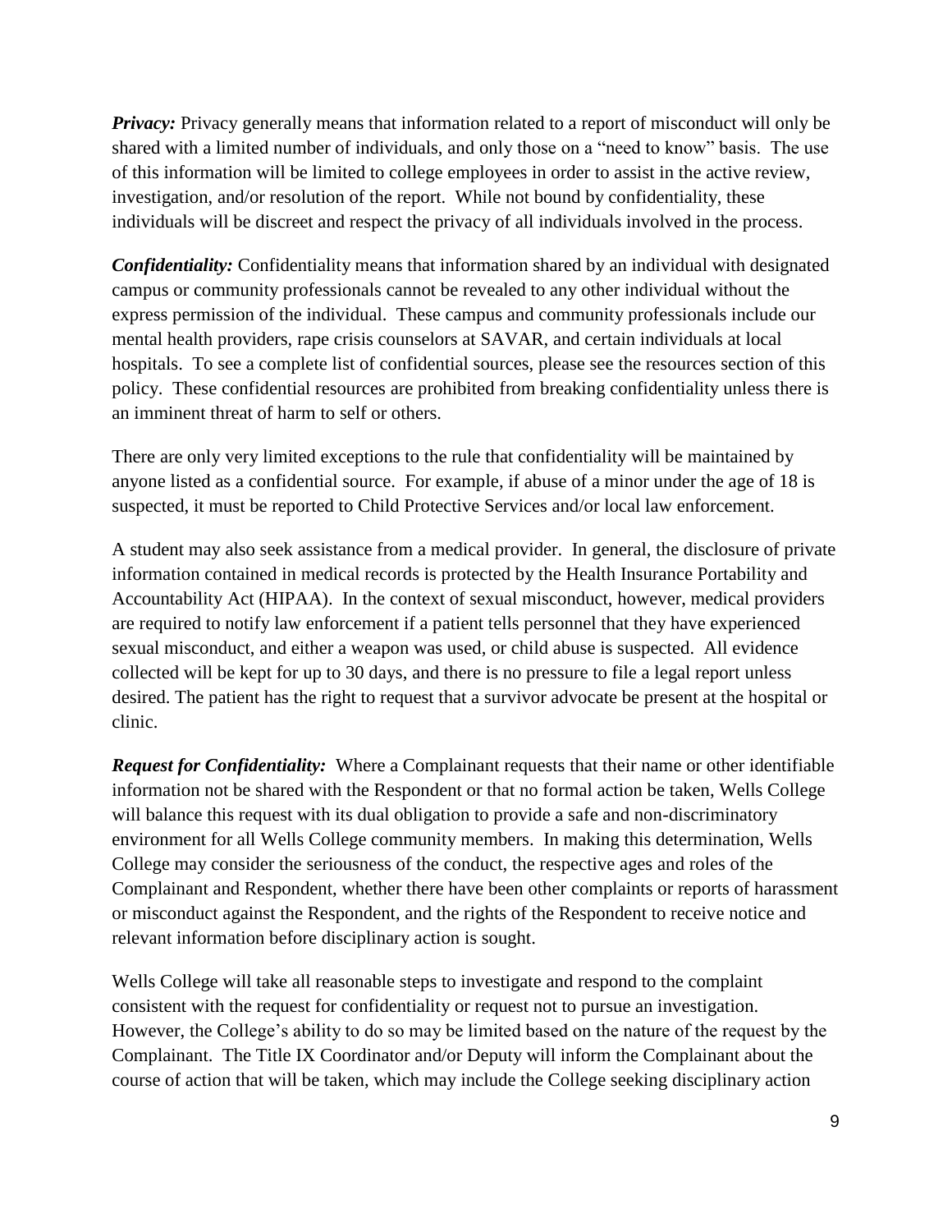***Privacy:*** Privacy generally means that information related to a report of misconduct will only be shared with a limited number of individuals, and only those on a "need to know" basis. The use of this information will be limited to college employees in order to assist in the active review, investigation, and/or resolution of the report. While not bound by confidentiality, these individuals will be discreet and respect the privacy of all individuals involved in the process.

***Confidentiality:*** Confidentiality means that information shared by an individual with designated campus or community professionals cannot be revealed to any other individual without the express permission of the individual. These campus and community professionals include our mental health providers, rape crisis counselors at SAVAR, and certain individuals at local hospitals. To see a complete list of confidential sources, please see the resources section of this policy. These confidential resources are prohibited from breaking confidentiality unless there is an imminent threat of harm to self or others.

There are only very limited exceptions to the rule that confidentiality will be maintained by anyone listed as a confidential source. For example, if abuse of a minor under the age of 18 is suspected, it must be reported to Child Protective Services and/or local law enforcement.

A student may also seek assistance from a medical provider. In general, the disclosure of private information contained in medical records is protected by the Health Insurance Portability and Accountability Act (HIPAA). In the context of sexual misconduct, however, medical providers are required to notify law enforcement if a patient tells personnel that they have experienced sexual misconduct, and either a weapon was used, or child abuse is suspected. All evidence collected will be kept for up to 30 days, and there is no pressure to file a legal report unless desired. The patient has the right to request that a survivor advocate be present at the hospital or clinic.

***Request for Confidentiality:*** Where a Complainant requests that their name or other identifiable information not be shared with the Respondent or that no formal action be taken, Wells College will balance this request with its dual obligation to provide a safe and non-discriminatory environment for all Wells College community members. In making this determination, Wells College may consider the seriousness of the conduct, the respective ages and roles of the Complainant and Respondent, whether there have been other complaints or reports of harassment or misconduct against the Respondent, and the rights of the Respondent to receive notice and relevant information before disciplinary action is sought.

Wells College will take all reasonable steps to investigate and respond to the complaint consistent with the request for confidentiality or request not to pursue an investigation. However, the College's ability to do so may be limited based on the nature of the request by the Complainant. The Title IX Coordinator and/or Deputy will inform the Complainant about the course of action that will be taken, which may include the College seeking disciplinary action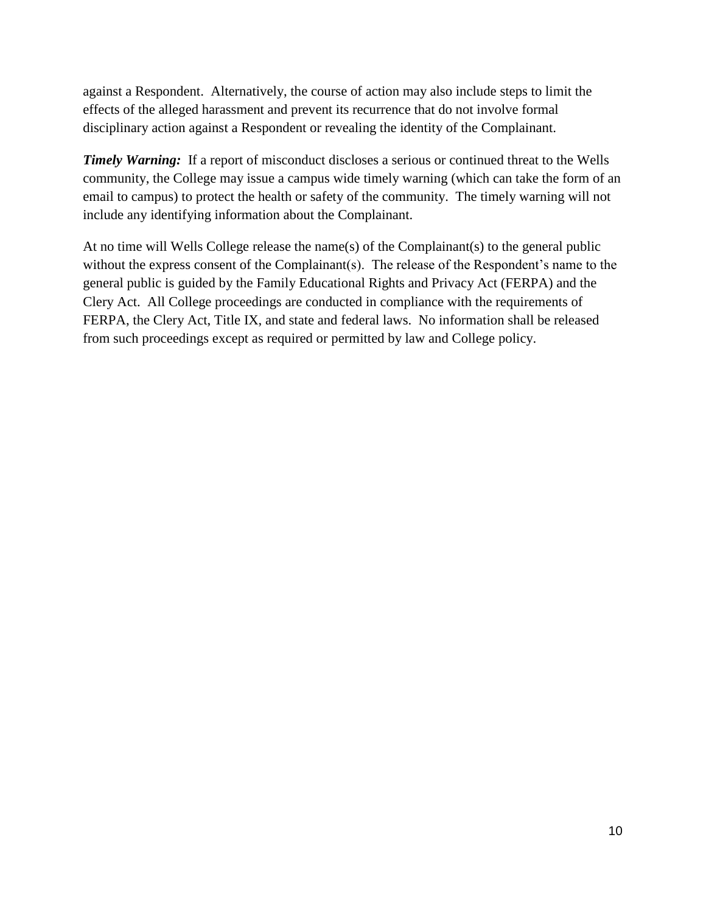against a Respondent. Alternatively, the course of action may also include steps to limit the effects of the alleged harassment and prevent its recurrence that do not involve formal disciplinary action against a Respondent or revealing the identity of the Complainant.

***Timely Warning:*** If a report of misconduct discloses a serious or continued threat to the Wells community, the College may issue a campus wide timely warning (which can take the form of an email to campus) to protect the health or safety of the community. The timely warning will not include any identifying information about the Complainant.

At no time will Wells College release the name(s) of the Complainant(s) to the general public without the express consent of the Complainant(s). The release of the Respondent's name to the general public is guided by the Family Educational Rights and Privacy Act (FERPA) and the Clery Act. All College proceedings are conducted in compliance with the requirements of FERPA, the Clery Act, Title IX, and state and federal laws. No information shall be released from such proceedings except as required or permitted by law and College policy.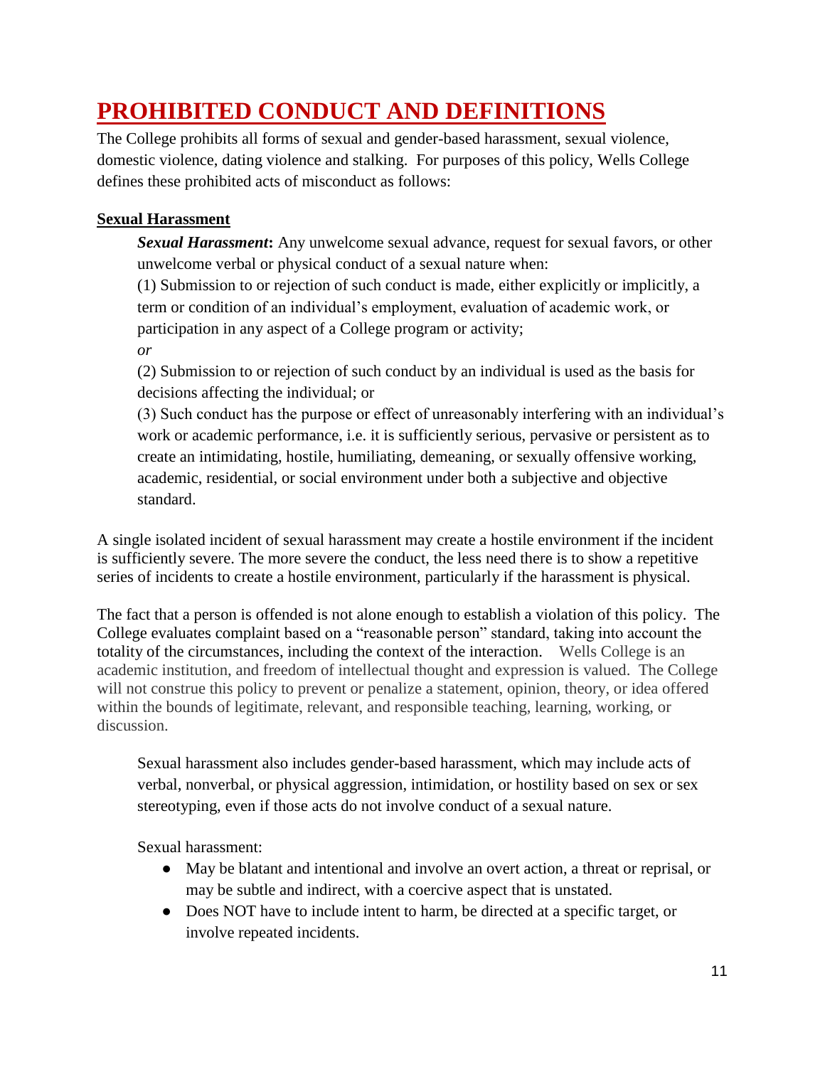# PROHIBITED CONDUCT AND DEFINITIONS

The College prohibits all forms of sexual and gender-based harassment, sexual violence, domestic violence, dating violence and stalking. For purposes of this policy, Wells College defines these prohibited acts of misconduct as follows:

## Sexual Harassment

***Sexual Harassment*:** Any unwelcome sexual advance, request for sexual favors, or other unwelcome verbal or physical conduct of a sexual nature when:

(1) Submission to or rejection of such conduct is made, either explicitly or implicitly, a term or condition of an individual's employment, evaluation of academic work, or participation in any aspect of a College program or activity;

*or*

(2) Submission to or rejection of such conduct by an individual is used as the basis for decisions affecting the individual; or

(3) Such conduct has the purpose or effect of unreasonably interfering with an individual's work or academic performance, i.e. it is sufficiently serious, pervasive or persistent as to create an intimidating, hostile, humiliating, demeaning, or sexually offensive working, academic, residential, or social environment under both a subjective and objective standard.

A single isolated incident of sexual harassment may create a hostile environment if the incident is sufficiently severe. The more severe the conduct, the less need there is to show a repetitive series of incidents to create a hostile environment, particularly if the harassment is physical.

The fact that a person is offended is not alone enough to establish a violation of this policy. The College evaluates complaint based on a "reasonable person" standard, taking into account the totality of the circumstances, including the context of the interaction. Wells College is an academic institution, and freedom of intellectual thought and expression is valued. The College will not construe this policy to prevent or penalize a statement, opinion, theory, or idea offered within the bounds of legitimate, relevant, and responsible teaching, learning, working, or discussion.

Sexual harassment also includes gender-based harassment, which may include acts of verbal, nonverbal, or physical aggression, intimidation, or hostility based on sex or sex stereotyping, even if those acts do not involve conduct of a sexual nature.

Sexual harassment:

- May be blatant and intentional and involve an overt action, a threat or reprisal, or may be subtle and indirect, with a coercive aspect that is unstated.
- Does NOT have to include intent to harm, be directed at a specific target, or involve repeated incidents.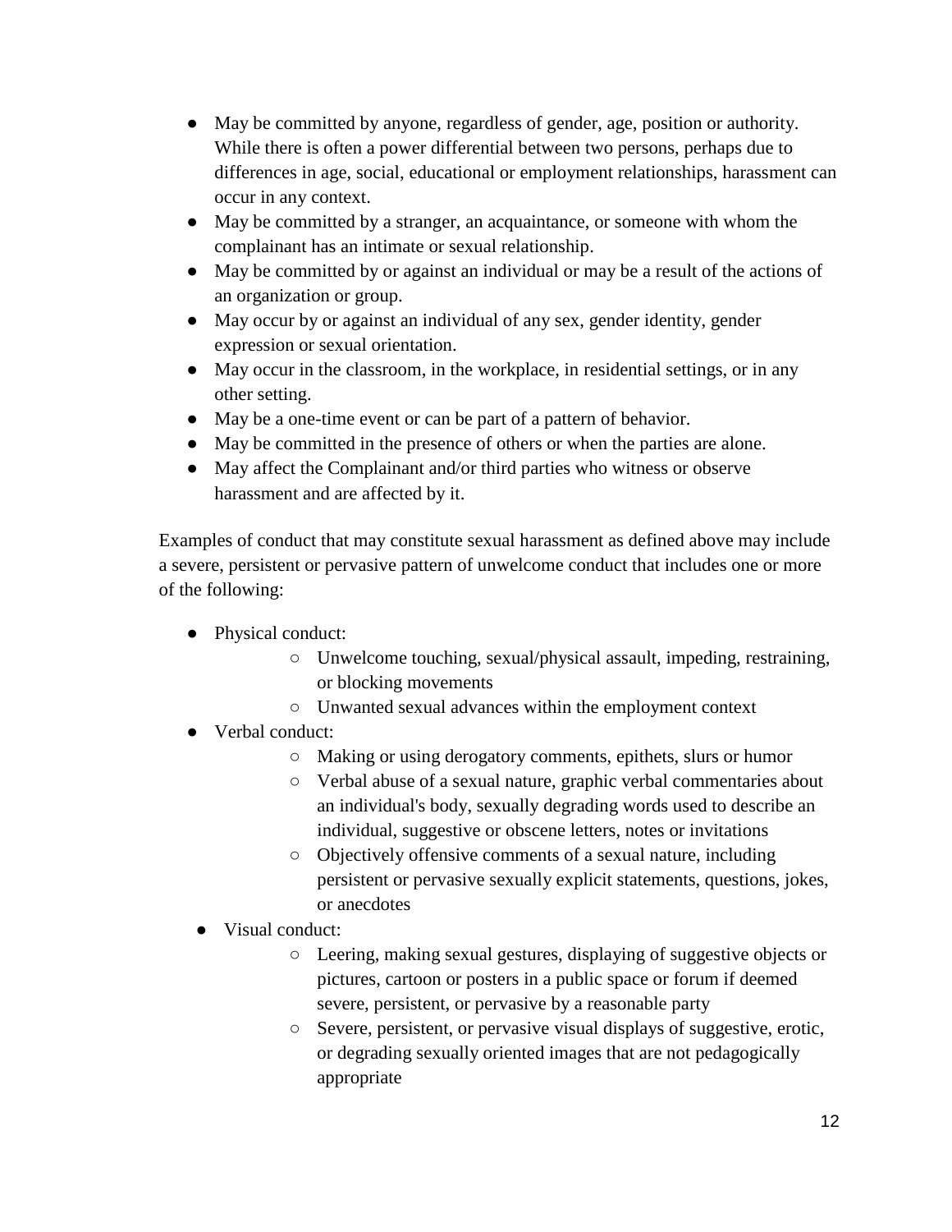- May be committed by anyone, regardless of gender, age, position or authority. While there is often a power differential between two persons, perhaps due to differences in age, social, educational or employment relationships, harassment can occur in any context.
- May be committed by a stranger, an acquaintance, or someone with whom the complainant has an intimate or sexual relationship.
- May be committed by or against an individual or may be a result of the actions of an organization or group.
- May occur by or against an individual of any sex, gender identity, gender expression or sexual orientation.
- May occur in the classroom, in the workplace, in residential settings, or in any other setting.
- May be a one-time event or can be part of a pattern of behavior.
- May be committed in the presence of others or when the parties are alone.
- May affect the Complainant and/or third parties who witness or observe harassment and are affected by it.

Examples of conduct that may constitute sexual harassment as defined above may include a severe, persistent or pervasive pattern of unwelcome conduct that includes one or more of the following:

- Physical conduct:
  - Unwelcome touching, sexual/physical assault, impeding, restraining, or blocking movements
  - Unwanted sexual advances within the employment context
- Verbal conduct:
  - Making or using derogatory comments, epithets, slurs or humor
  - Verbal abuse of a sexual nature, graphic verbal commentaries about an individual's body, sexually degrading words used to describe an individual, suggestive or obscene letters, notes or invitations
  - Objectively offensive comments of a sexual nature, including persistent or pervasive sexually explicit statements, questions, jokes, or anecdotes
- Visual conduct:
  - Leering, making sexual gestures, displaying of suggestive objects or pictures, cartoon or posters in a public space or forum if deemed severe, persistent, or pervasive by a reasonable party
  - Severe, persistent, or pervasive visual displays of suggestive, erotic, or degrading sexually oriented images that are not pedagogically appropriate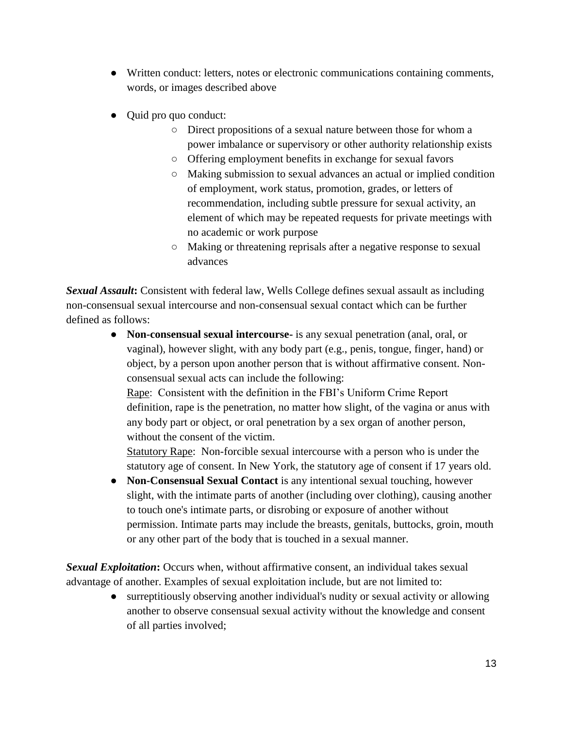- Written conduct: letters, notes or electronic communications containing comments, words, or images described above

- Quid pro quo conduct:
    - Direct propositions of a sexual nature between those for whom a power imbalance or supervisory or other authority relationship exists
    - Offering employment benefits in exchange for sexual favors
    - Making submission to sexual advances an actual or implied condition of employment, work status, promotion, grades, or letters of recommendation, including subtle pressure for sexual activity, an element of which may be repeated requests for private meetings with no academic or work purpose
    - Making or threatening reprisals after a negative response to sexual advances

***Sexual Assault*****:** Consistent with federal law, Wells College defines sexual assault as including non-consensual sexual intercourse and non-consensual sexual contact which can be further defined as follows:

- **Non-consensual sexual intercourse**- is any sexual penetration (anal, oral, or vaginal), however slight, with any body part (e.g., penis, tongue, finger, hand) or object, by a person upon another person that is without affirmative consent. Non-consensual sexual acts can include the following:
  <u>Rape</u>: Consistent with the definition in the FBI's Uniform Crime Report definition, rape is the penetration, no matter how slight, of the vagina or anus with any body part or object, or oral penetration by a sex organ of another person, without the consent of the victim.
  <u>Statutory Rape</u>: Non-forcible sexual intercourse with a person who is under the statutory age of consent. In New York, the statutory age of consent if 17 years old.
- **Non-Consensual Sexual Contact** is any intentional sexual touching, however slight, with the intimate parts of another (including over clothing), causing another to touch one's intimate parts, or disrobing or exposure of another without permission. Intimate parts may include the breasts, genitals, buttocks, groin, mouth or any other part of the body that is touched in a sexual manner.

***Sexual Exploitation*****:** Occurs when, without affirmative consent, an individual takes sexual advantage of another. Examples of sexual exploitation include, but are not limited to:

- surreptitiously observing another individual's nudity or sexual activity or allowing another to observe consensual sexual activity without the knowledge and consent of all parties involved;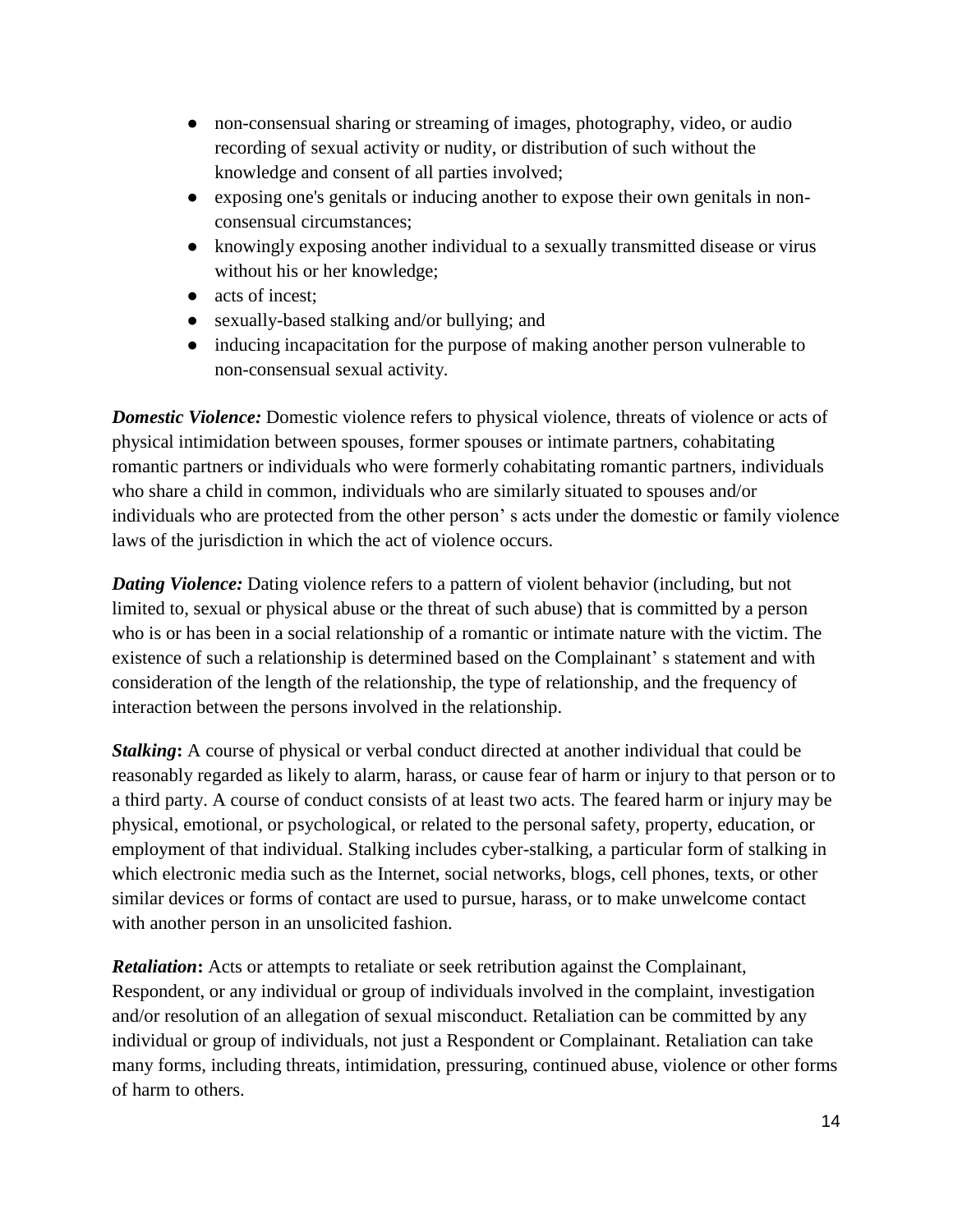- non-consensual sharing or streaming of images, photography, video, or audio recording of sexual activity or nudity, or distribution of such without the knowledge and consent of all parties involved;
- exposing one's genitals or inducing another to expose their own genitals in non-consensual circumstances;
- knowingly exposing another individual to a sexually transmitted disease or virus without his or her knowledge;
- acts of incest;
- sexually-based stalking and/or bullying; and
- inducing incapacitation for the purpose of making another person vulnerable to non-consensual sexual activity.

***Domestic Violence:*** Domestic violence refers to physical violence, threats of violence or acts of physical intimidation between spouses, former spouses or intimate partners, cohabitating romantic partners or individuals who were formerly cohabitating romantic partners, individuals who share a child in common, individuals who are similarly situated to spouses and/or individuals who are protected from the other person' s acts under the domestic or family violence laws of the jurisdiction in which the act of violence occurs.

***Dating Violence:*** Dating violence refers to a pattern of violent behavior (including, but not limited to, sexual or physical abuse or the threat of such abuse) that is committed by a person who is or has been in a social relationship of a romantic or intimate nature with the victim. The existence of such a relationship is determined based on the Complainant' s statement and with consideration of the length of the relationship, the type of relationship, and the frequency of interaction between the persons involved in the relationship.

***Stalking*:** A course of physical or verbal conduct directed at another individual that could be reasonably regarded as likely to alarm, harass, or cause fear of harm or injury to that person or to a third party. A course of conduct consists of at least two acts. The feared harm or injury may be physical, emotional, or psychological, or related to the personal safety, property, education, or employment of that individual. Stalking includes cyber-stalking, a particular form of stalking in which electronic media such as the Internet, social networks, blogs, cell phones, texts, or other similar devices or forms of contact are used to pursue, harass, or to make unwelcome contact with another person in an unsolicited fashion.

***Retaliation*:** Acts or attempts to retaliate or seek retribution against the Complainant, Respondent, or any individual or group of individuals involved in the complaint, investigation and/or resolution of an allegation of sexual misconduct. Retaliation can be committed by any individual or group of individuals, not just a Respondent or Complainant. Retaliation can take many forms, including threats, intimidation, pressuring, continued abuse, violence or other forms of harm to others.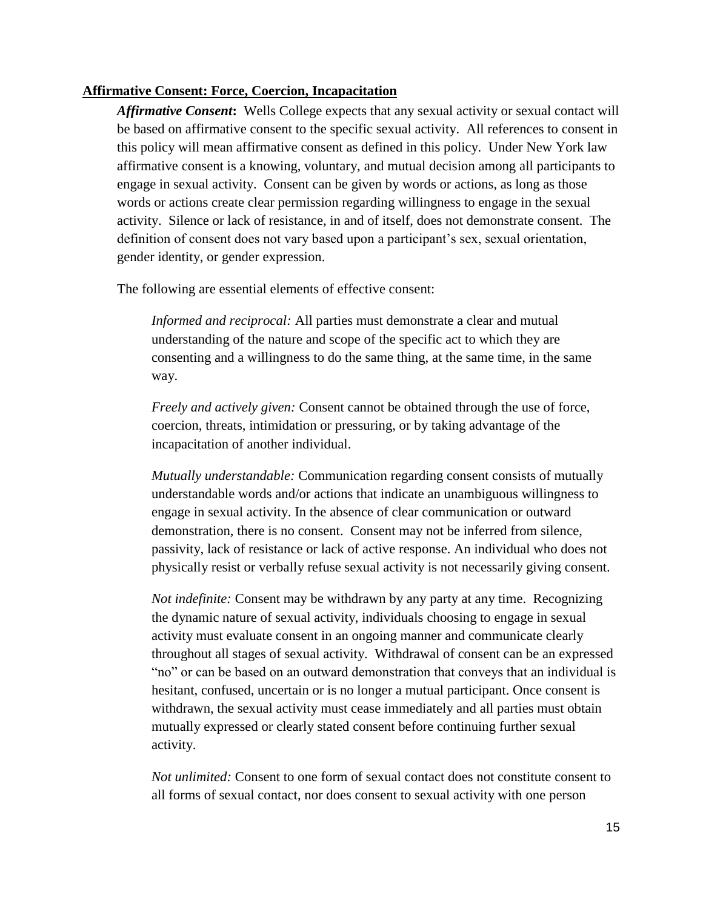**Affirmative Consent: Force, Coercion, Incapacitation**

***Affirmative Consent*:** Wells College expects that any sexual activity or sexual contact will be based on affirmative consent to the specific sexual activity. All references to consent in this policy will mean affirmative consent as defined in this policy. Under New York law affirmative consent is a knowing, voluntary, and mutual decision among all participants to engage in sexual activity. Consent can be given by words or actions, as long as those words or actions create clear permission regarding willingness to engage in the sexual activity. Silence or lack of resistance, in and of itself, does not demonstrate consent. The definition of consent does not vary based upon a participant's sex, sexual orientation, gender identity, or gender expression.

The following are essential elements of effective consent:

*Informed and reciprocal:* All parties must demonstrate a clear and mutual understanding of the nature and scope of the specific act to which they are consenting and a willingness to do the same thing, at the same time, in the same way.

*Freely and actively given:* Consent cannot be obtained through the use of force, coercion, threats, intimidation or pressuring, or by taking advantage of the incapacitation of another individual.

*Mutually understandable:* Communication regarding consent consists of mutually understandable words and/or actions that indicate an unambiguous willingness to engage in sexual activity. In the absence of clear communication or outward demonstration, there is no consent. Consent may not be inferred from silence, passivity, lack of resistance or lack of active response. An individual who does not physically resist or verbally refuse sexual activity is not necessarily giving consent.

*Not indefinite:* Consent may be withdrawn by any party at any time. Recognizing the dynamic nature of sexual activity, individuals choosing to engage in sexual activity must evaluate consent in an ongoing manner and communicate clearly throughout all stages of sexual activity. Withdrawal of consent can be an expressed "no" or can be based on an outward demonstration that conveys that an individual is hesitant, confused, uncertain or is no longer a mutual participant. Once consent is withdrawn, the sexual activity must cease immediately and all parties must obtain mutually expressed or clearly stated consent before continuing further sexual activity.

*Not unlimited:* Consent to one form of sexual contact does not constitute consent to all forms of sexual contact, nor does consent to sexual activity with one person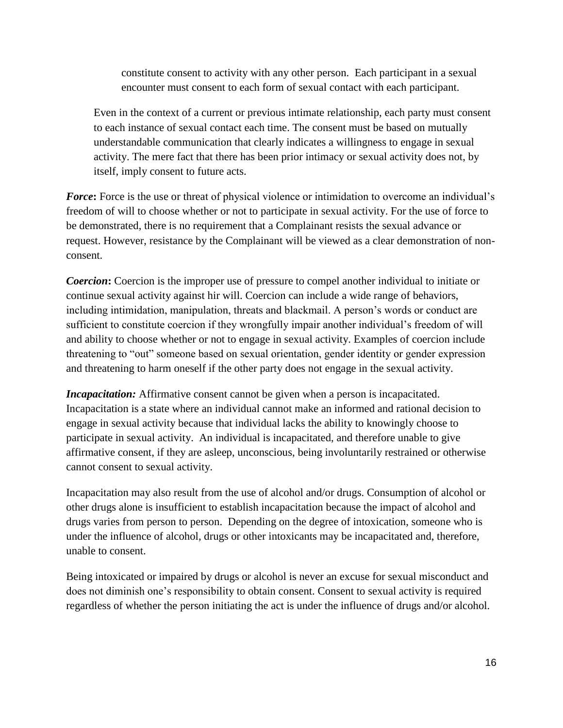constitute consent to activity with any other person. Each participant in a sexual encounter must consent to each form of sexual contact with each participant.

Even in the context of a current or previous intimate relationship, each party must consent to each instance of sexual contact each time. The consent must be based on mutually understandable communication that clearly indicates a willingness to engage in sexual activity. The mere fact that there has been prior intimacy or sexual activity does not, by itself, imply consent to future acts.

***Force*:** Force is the use or threat of physical violence or intimidation to overcome an individual's freedom of will to choose whether or not to participate in sexual activity. For the use of force to be demonstrated, there is no requirement that a Complainant resists the sexual advance or request. However, resistance by the Complainant will be viewed as a clear demonstration of non-consent.

***Coercion*:** Coercion is the improper use of pressure to compel another individual to initiate or continue sexual activity against hir will. Coercion can include a wide range of behaviors, including intimidation, manipulation, threats and blackmail. A person's words or conduct are sufficient to constitute coercion if they wrongfully impair another individual's freedom of will and ability to choose whether or not to engage in sexual activity. Examples of coercion include threatening to "out" someone based on sexual orientation, gender identity or gender expression and threatening to harm oneself if the other party does not engage in the sexual activity.

***Incapacitation:*** Affirmative consent cannot be given when a person is incapacitated. Incapacitation is a state where an individual cannot make an informed and rational decision to engage in sexual activity because that individual lacks the ability to knowingly choose to participate in sexual activity. An individual is incapacitated, and therefore unable to give affirmative consent, if they are asleep, unconscious, being involuntarily restrained or otherwise cannot consent to sexual activity.

Incapacitation may also result from the use of alcohol and/or drugs. Consumption of alcohol or other drugs alone is insufficient to establish incapacitation because the impact of alcohol and drugs varies from person to person. Depending on the degree of intoxication, someone who is under the influence of alcohol, drugs or other intoxicants may be incapacitated and, therefore, unable to consent.

Being intoxicated or impaired by drugs or alcohol is never an excuse for sexual misconduct and does not diminish one's responsibility to obtain consent. Consent to sexual activity is required regardless of whether the person initiating the act is under the influence of drugs and/or alcohol.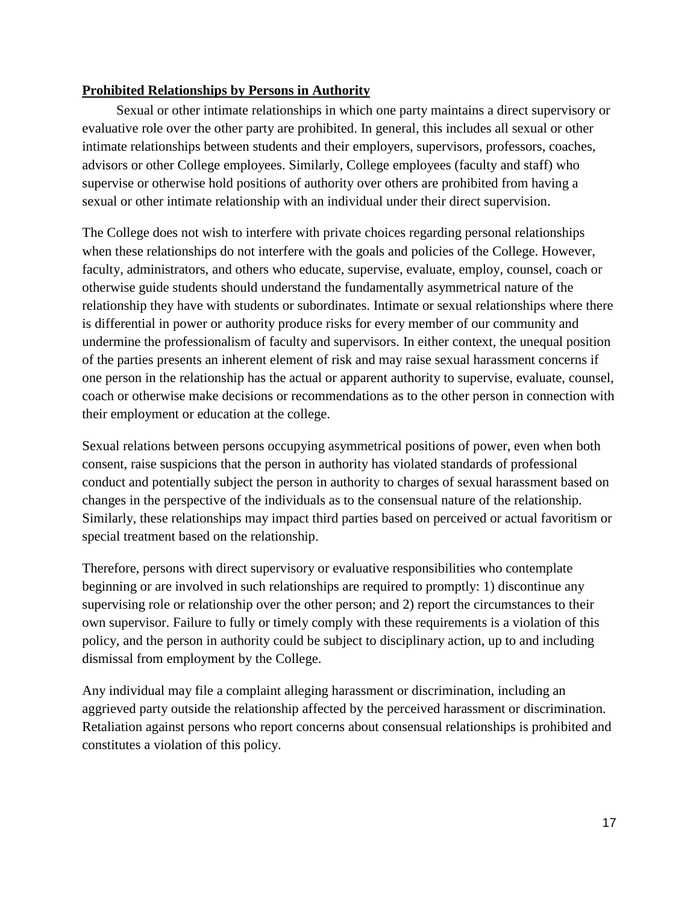**Prohibited Relationships by Persons in Authority**

Sexual or other intimate relationships in which one party maintains a direct supervisory or evaluative role over the other party are prohibited. In general, this includes all sexual or other intimate relationships between students and their employers, supervisors, professors, coaches, advisors or other College employees. Similarly, College employees (faculty and staff) who supervise or otherwise hold positions of authority over others are prohibited from having a sexual or other intimate relationship with an individual under their direct supervision.

The College does not wish to interfere with private choices regarding personal relationships when these relationships do not interfere with the goals and policies of the College. However, faculty, administrators, and others who educate, supervise, evaluate, employ, counsel, coach or otherwise guide students should understand the fundamentally asymmetrical nature of the relationship they have with students or subordinates. Intimate or sexual relationships where there is differential in power or authority produce risks for every member of our community and undermine the professionalism of faculty and supervisors. In either context, the unequal position of the parties presents an inherent element of risk and may raise sexual harassment concerns if one person in the relationship has the actual or apparent authority to supervise, evaluate, counsel, coach or otherwise make decisions or recommendations as to the other person in connection with their employment or education at the college.

Sexual relations between persons occupying asymmetrical positions of power, even when both consent, raise suspicions that the person in authority has violated standards of professional conduct and potentially subject the person in authority to charges of sexual harassment based on changes in the perspective of the individuals as to the consensual nature of the relationship. Similarly, these relationships may impact third parties based on perceived or actual favoritism or special treatment based on the relationship.

Therefore, persons with direct supervisory or evaluative responsibilities who contemplate beginning or are involved in such relationships are required to promptly: 1) discontinue any supervising role or relationship over the other person; and 2) report the circumstances to their own supervisor. Failure to fully or timely comply with these requirements is a violation of this policy, and the person in authority could be subject to disciplinary action, up to and including dismissal from employment by the College.

Any individual may file a complaint alleging harassment or discrimination, including an aggrieved party outside the relationship affected by the perceived harassment or discrimination. Retaliation against persons who report concerns about consensual relationships is prohibited and constitutes a violation of this policy.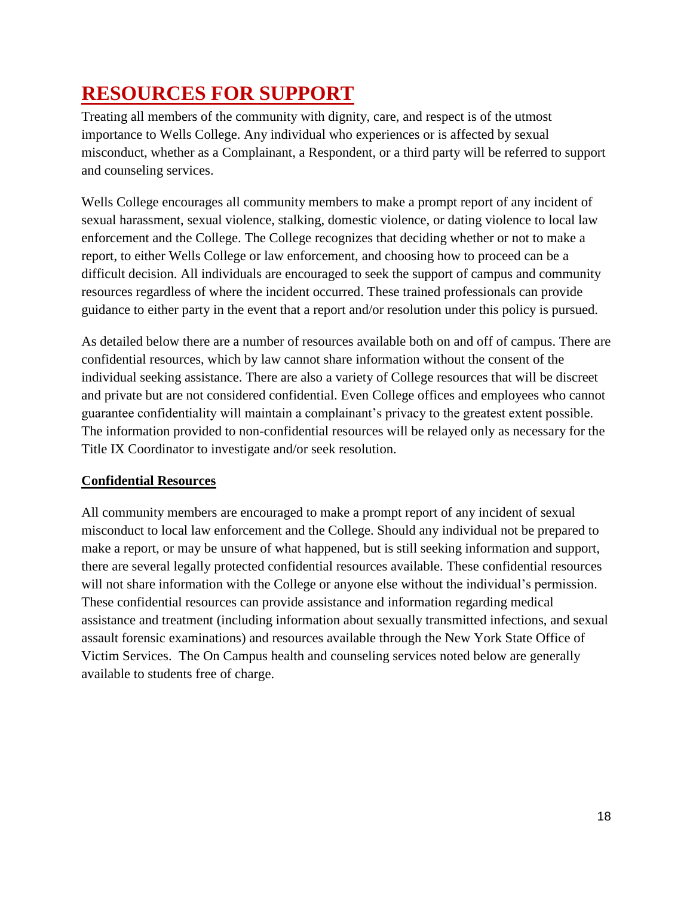# RESOURCES FOR SUPPORT

Treating all members of the community with dignity, care, and respect is of the utmost importance to Wells College. Any individual who experiences or is affected by sexual misconduct, whether as a Complainant, a Respondent, or a third party will be referred to support and counseling services.

Wells College encourages all community members to make a prompt report of any incident of sexual harassment, sexual violence, stalking, domestic violence, or dating violence to local law enforcement and the College. The College recognizes that deciding whether or not to make a report, to either Wells College or law enforcement, and choosing how to proceed can be a difficult decision. All individuals are encouraged to seek the support of campus and community resources regardless of where the incident occurred. These trained professionals can provide guidance to either party in the event that a report and/or resolution under this policy is pursued.

As detailed below there are a number of resources available both on and off of campus. There are confidential resources, which by law cannot share information without the consent of the individual seeking assistance. There are also a variety of College resources that will be discreet and private but are not considered confidential. Even College offices and employees who cannot guarantee confidentiality will maintain a complainant's privacy to the greatest extent possible. The information provided to non-confidential resources will be relayed only as necessary for the Title IX Coordinator to investigate and/or seek resolution.

## Confidential Resources

All community members are encouraged to make a prompt report of any incident of sexual misconduct to local law enforcement and the College. Should any individual not be prepared to make a report, or may be unsure of what happened, but is still seeking information and support, there are several legally protected confidential resources available. These confidential resources will not share information with the College or anyone else without the individual's permission. These confidential resources can provide assistance and information regarding medical assistance and treatment (including information about sexually transmitted infections, and sexual assault forensic examinations) and resources available through the New York State Office of Victim Services. The On Campus health and counseling services noted below are generally available to students free of charge.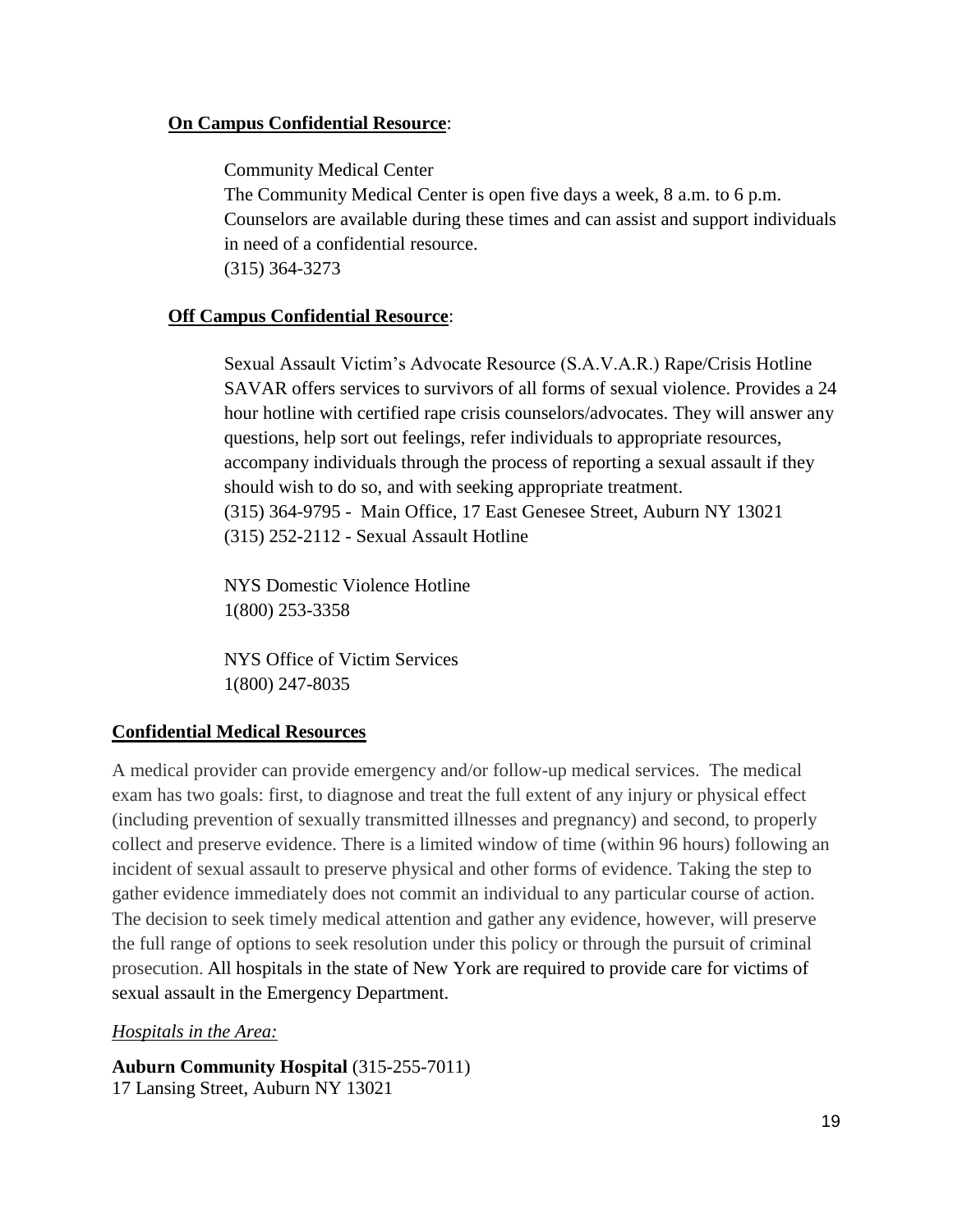**On Campus Confidential Resource**:

Community Medical Center
The Community Medical Center is open five days a week, 8 a.m. to 6 p.m. Counselors are available during these times and can assist and support individuals in need of a confidential resource.
(315) 364-3273

**Off Campus Confidential Resource**:

Sexual Assault Victim's Advocate Resource (S.A.V.A.R.) Rape/Crisis Hotline
SAVAR offers services to survivors of all forms of sexual violence. Provides a 24 hour hotline with certified rape crisis counselors/advocates. They will answer any questions, help sort out feelings, refer individuals to appropriate resources, accompany individuals through the process of reporting a sexual assault if they should wish to do so, and with seeking appropriate treatment.
(315) 364-9795 - Main Office, 17 East Genesee Street, Auburn NY 13021
(315) 252-2112 - Sexual Assault Hotline

NYS Domestic Violence Hotline
1(800) 253-3358

NYS Office of Victim Services
1(800) 247-8035

**Confidential Medical Resources**

A medical provider can provide emergency and/or follow-up medical services. The medical exam has two goals: first, to diagnose and treat the full extent of any injury or physical effect (including prevention of sexually transmitted illnesses and pregnancy) and second, to properly collect and preserve evidence. There is a limited window of time (within 96 hours) following an incident of sexual assault to preserve physical and other forms of evidence. Taking the step to gather evidence immediately does not commit an individual to any particular course of action. The decision to seek timely medical attention and gather any evidence, however, will preserve the full range of options to seek resolution under this policy or through the pursuit of criminal prosecution. All hospitals in the state of New York are required to provide care for victims of sexual assault in the Emergency Department.

*Hospitals in the Area:*

**Auburn Community Hospital** (315-255-7011)
17 Lansing Street, Auburn NY 13021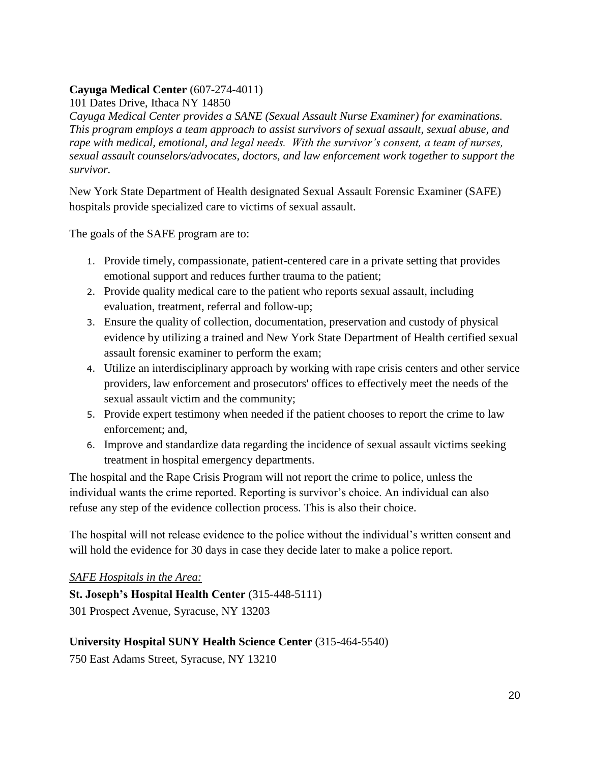**Cayuga Medical Center** (607-274-4011)

101 Dates Drive, Ithaca NY 14850

*Cayuga Medical Center provides a SANE (Sexual Assault Nurse Examiner) for examinations. This program employs a team approach to assist survivors of sexual assault, sexual abuse, and rape with medical, emotional, and legal needs. With the survivor's consent, a team of nurses, sexual assault counselors/advocates, doctors, and law enforcement work together to support the survivor.*

New York State Department of Health designated Sexual Assault Forensic Examiner (SAFE) hospitals provide specialized care to victims of sexual assault.

The goals of the SAFE program are to:

1. Provide timely, compassionate, patient-centered care in a private setting that provides emotional support and reduces further trauma to the patient;
2. Provide quality medical care to the patient who reports sexual assault, including evaluation, treatment, referral and follow-up;
3. Ensure the quality of collection, documentation, preservation and custody of physical evidence by utilizing a trained and New York State Department of Health certified sexual assault forensic examiner to perform the exam;
4. Utilize an interdisciplinary approach by working with rape crisis centers and other service providers, law enforcement and prosecutors' offices to effectively meet the needs of the sexual assault victim and the community;
5. Provide expert testimony when needed if the patient chooses to report the crime to law enforcement; and,
6. Improve and standardize data regarding the incidence of sexual assault victims seeking treatment in hospital emergency departments.

The hospital and the Rape Crisis Program will not report the crime to police, unless the individual wants the crime reported. Reporting is survivor's choice. An individual can also refuse any step of the evidence collection process. This is also their choice.

The hospital will not release evidence to the police without the individual's written consent and will hold the evidence for 30 days in case they decide later to make a police report.

*<u>SAFE Hospitals in the Area:</u>*

**St. Joseph's Hospital Health Center** (315-448-5111)

301 Prospect Avenue, Syracuse, NY 13203

**University Hospital SUNY Health Science Center** (315-464-5540)

750 East Adams Street, Syracuse, NY 13210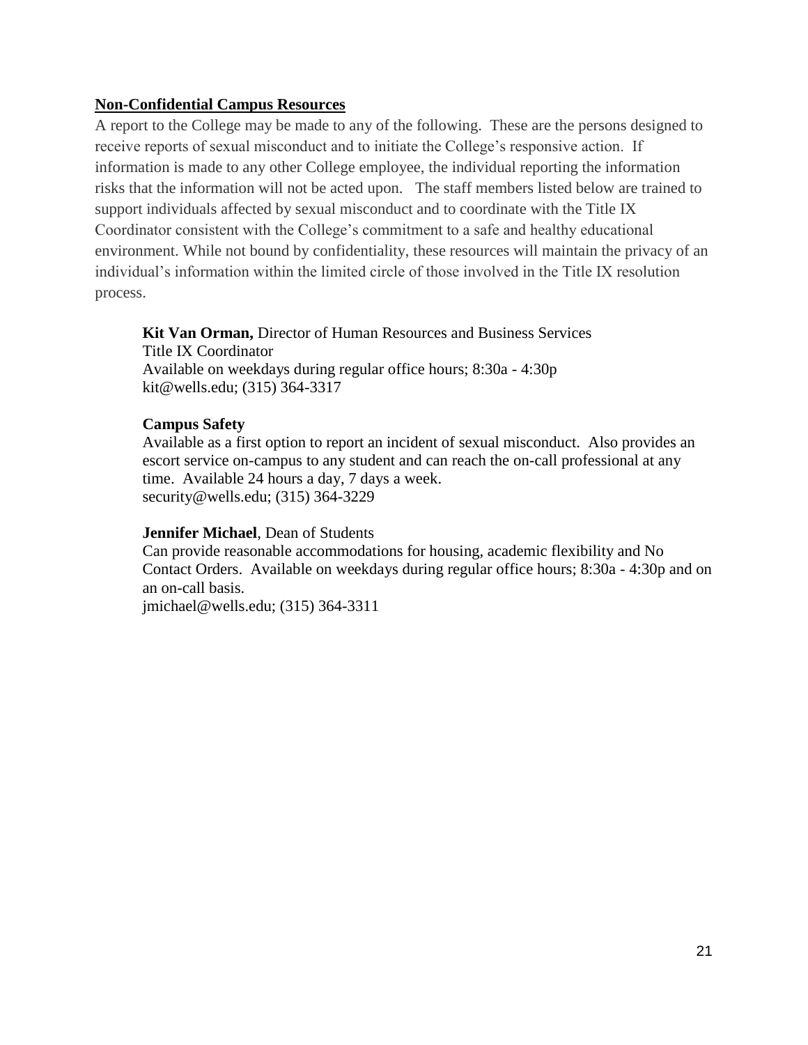**Non-Confidential Campus Resources**

A report to the College may be made to any of the following. These are the persons designed to receive reports of sexual misconduct and to initiate the College's responsive action. If information is made to any other College employee, the individual reporting the information risks that the information will not be acted upon. The staff members listed below are trained to support individuals affected by sexual misconduct and to coordinate with the Title IX Coordinator consistent with the College's commitment to a safe and healthy educational environment. While not bound by confidentiality, these resources will maintain the privacy of an individual's information within the limited circle of those involved in the Title IX resolution process.

**Kit Van Orman,** Director of Human Resources and Business Services
Title IX Coordinator
Available on weekdays during regular office hours; 8:30a - 4:30p
kit@wells.edu; (315) 364-3317

**Campus Safety**
Available as a first option to report an incident of sexual misconduct. Also provides an escort service on-campus to any student and can reach the on-call professional at any time. Available 24 hours a day, 7 days a week.
security@wells.edu; (315) 364-3229

**Jennifer Michael**, Dean of Students
Can provide reasonable accommodations for housing, academic flexibility and No Contact Orders. Available on weekdays during regular office hours; 8:30a - 4:30p and on an on-call basis.
jmichael@wells.edu; (315) 364-3311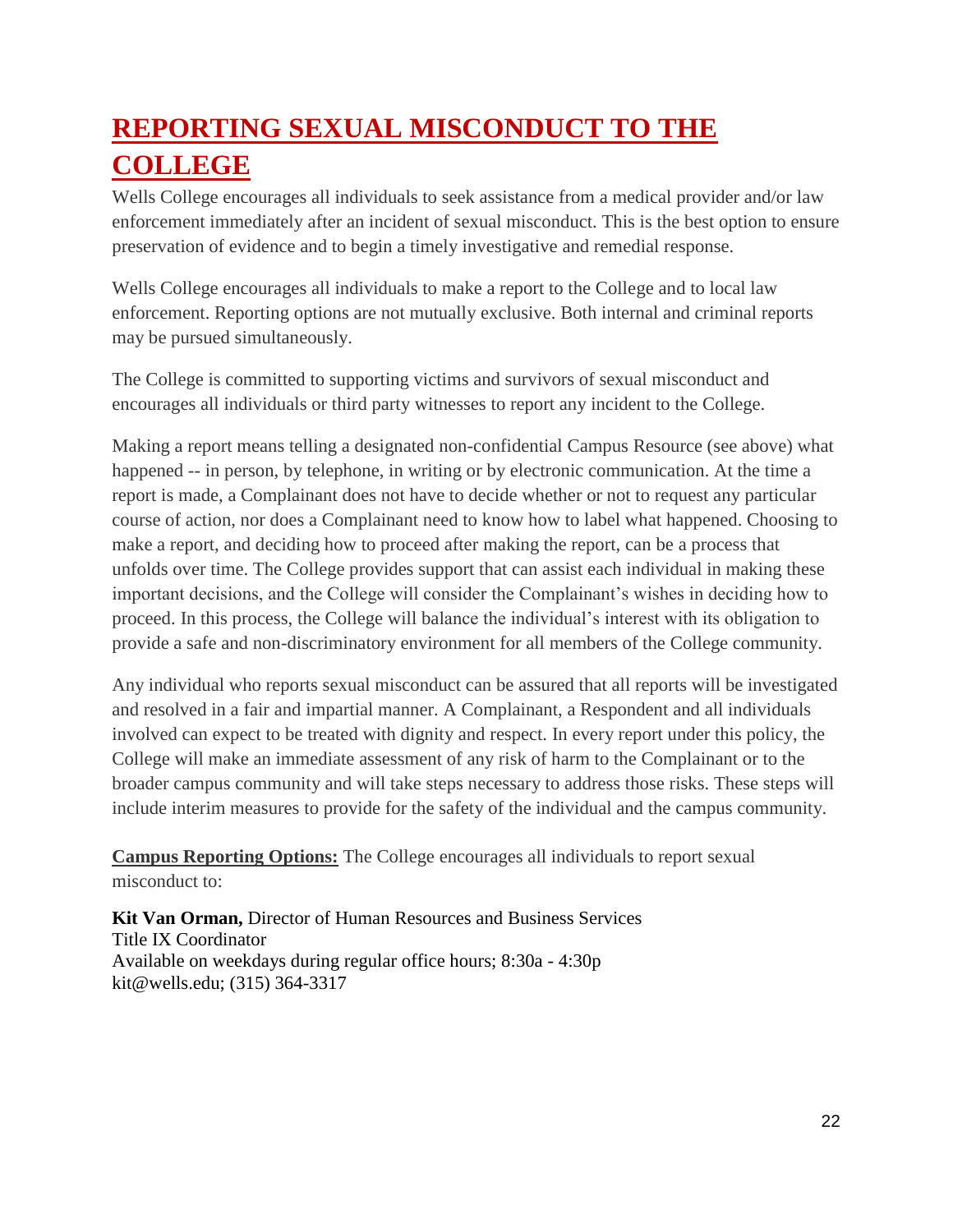# REPORTING SEXUAL MISCONDUCT TO THE COLLEGE

Wells College encourages all individuals to seek assistance from a medical provider and/or law enforcement immediately after an incident of sexual misconduct. This is the best option to ensure preservation of evidence and to begin a timely investigative and remedial response.

Wells College encourages all individuals to make a report to the College and to local law enforcement. Reporting options are not mutually exclusive. Both internal and criminal reports may be pursued simultaneously.

The College is committed to supporting victims and survivors of sexual misconduct and encourages all individuals or third party witnesses to report any incident to the College.

Making a report means telling a designated non-confidential Campus Resource (see above) what happened -- in person, by telephone, in writing or by electronic communication. At the time a report is made, a Complainant does not have to decide whether or not to request any particular course of action, nor does a Complainant need to know how to label what happened. Choosing to make a report, and deciding how to proceed after making the report, can be a process that unfolds over time. The College provides support that can assist each individual in making these important decisions, and the College will consider the Complainant's wishes in deciding how to proceed. In this process, the College will balance the individual's interest with its obligation to provide a safe and non-discriminatory environment for all members of the College community.

Any individual who reports sexual misconduct can be assured that all reports will be investigated and resolved in a fair and impartial manner. A Complainant, a Respondent and all individuals involved can expect to be treated with dignity and respect. In every report under this policy, the College will make an immediate assessment of any risk of harm to the Complainant or to the broader campus community and will take steps necessary to address those risks. These steps will include interim measures to provide for the safety of the individual and the campus community.

**Campus Reporting Options:** The College encourages all individuals to report sexual misconduct to:

**Kit Van Orman,** Director of Human Resources and Business Services
Title IX Coordinator
Available on weekdays during regular office hours; 8:30a - 4:30p
kit@wells.edu; (315) 364-3317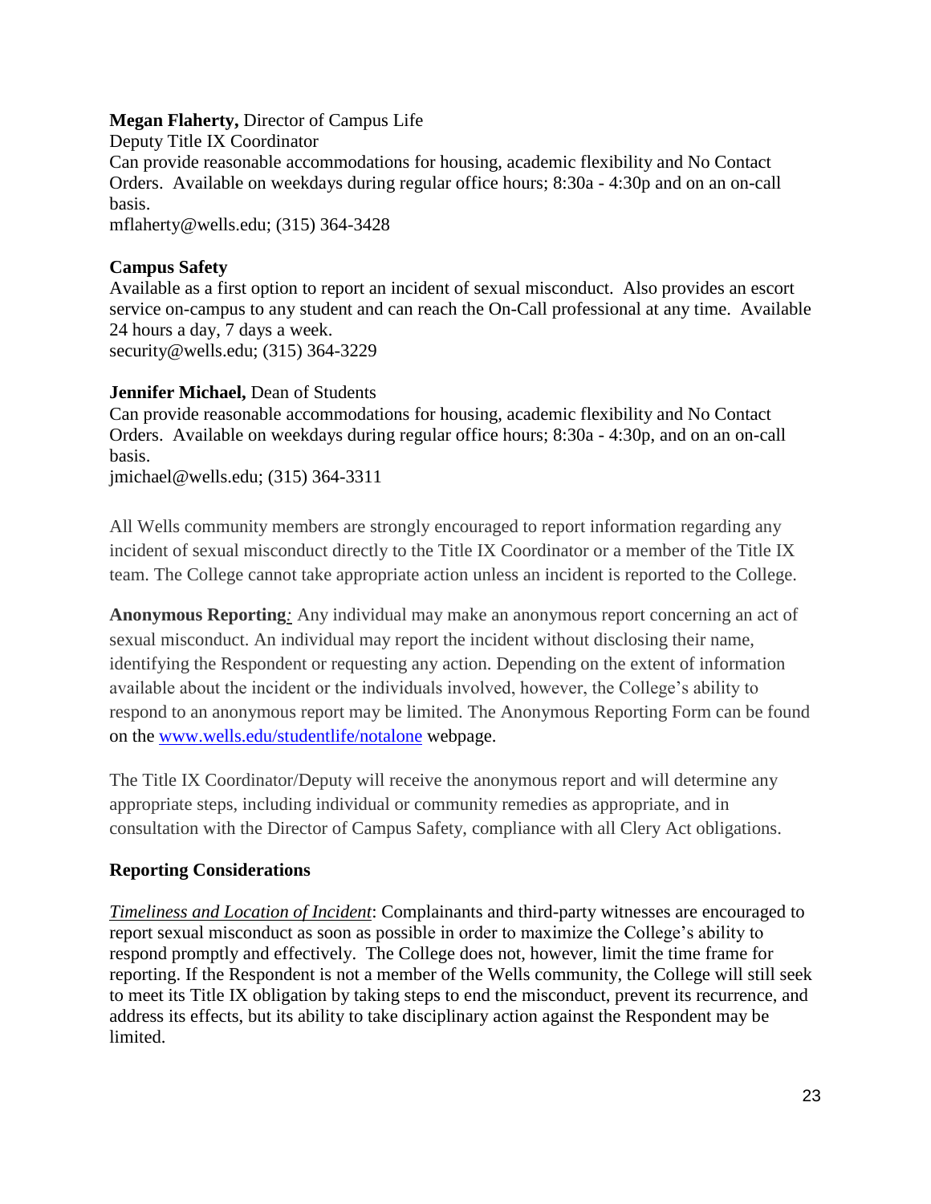**Megan Flaherty,** Director of Campus Life
Deputy Title IX Coordinator
Can provide reasonable accommodations for housing, academic flexibility and No Contact Orders. Available on weekdays during regular office hours; 8:30a - 4:30p and on an on-call basis.
mflaherty@wells.edu; (315) 364-3428

**Campus Safety**
Available as a first option to report an incident of sexual misconduct. Also provides an escort service on-campus to any student and can reach the On-Call professional at any time. Available 24 hours a day, 7 days a week.
security@wells.edu; (315) 364-3229

**Jennifer Michael,** Dean of Students
Can provide reasonable accommodations for housing, academic flexibility and No Contact Orders. Available on weekdays during regular office hours; 8:30a - 4:30p, and on an on-call basis.
jmichael@wells.edu; (315) 364-3311

All Wells community members are strongly encouraged to report information regarding any incident of sexual misconduct directly to the Title IX Coordinator or a member of the Title IX team. The College cannot take appropriate action unless an incident is reported to the College.

**Anonymous Reporting**: Any individual may make an anonymous report concerning an act of sexual misconduct. An individual may report the incident without disclosing their name, identifying the Respondent or requesting any action. Depending on the extent of information available about the incident or the individuals involved, however, the College's ability to respond to an anonymous report may be limited. The Anonymous Reporting Form can be found on the [www.wells.edu/studentlife/notalone](http://www.wells.edu/studentlife/notalone) webpage.

The Title IX Coordinator/Deputy will receive the anonymous report and will determine any appropriate steps, including individual or community remedies as appropriate, and in consultation with the Director of Campus Safety, compliance with all Clery Act obligations.

**Reporting Considerations**

*Timeliness and Location of Incident*: Complainants and third-party witnesses are encouraged to report sexual misconduct as soon as possible in order to maximize the College's ability to respond promptly and effectively. The College does not, however, limit the time frame for reporting. If the Respondent is not a member of the Wells community, the College will still seek to meet its Title IX obligation by taking steps to end the misconduct, prevent its recurrence, and address its effects, but its ability to take disciplinary action against the Respondent may be limited.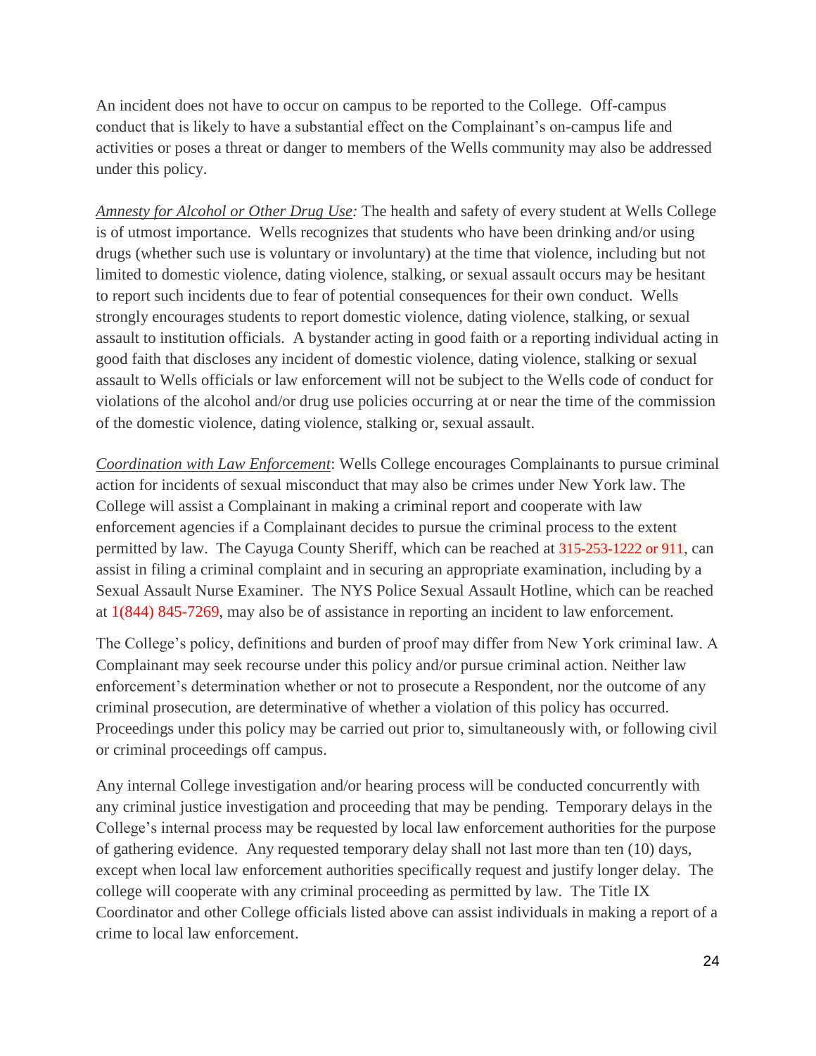An incident does not have to occur on campus to be reported to the College. Off-campus conduct that is likely to have a substantial effect on the Complainant's on-campus life and activities or poses a threat or danger to members of the Wells community may also be addressed under this policy.

*Amnesty for Alcohol or Other Drug Use:* The health and safety of every student at Wells College is of utmost importance. Wells recognizes that students who have been drinking and/or using drugs (whether such use is voluntary or involuntary) at the time that violence, including but not limited to domestic violence, dating violence, stalking, or sexual assault occurs may be hesitant to report such incidents due to fear of potential consequences for their own conduct. Wells strongly encourages students to report domestic violence, dating violence, stalking, or sexual assault to institution officials. A bystander acting in good faith or a reporting individual acting in good faith that discloses any incident of domestic violence, dating violence, stalking or sexual assault to Wells officials or law enforcement will not be subject to the Wells code of conduct for violations of the alcohol and/or drug use policies occurring at or near the time of the commission of the domestic violence, dating violence, stalking or, sexual assault.

*Coordination with Law Enforcement*: Wells College encourages Complainants to pursue criminal action for incidents of sexual misconduct that may also be crimes under New York law. The College will assist a Complainant in making a criminal report and cooperate with law enforcement agencies if a Complainant decides to pursue the criminal process to the extent permitted by law. The Cayuga County Sheriff, which can be reached at 315-253-1222 or 911, can assist in filing a criminal complaint and in securing an appropriate examination, including by a Sexual Assault Nurse Examiner. The NYS Police Sexual Assault Hotline, which can be reached at 1(844) 845-7269, may also be of assistance in reporting an incident to law enforcement.

The College's policy, definitions and burden of proof may differ from New York criminal law. A Complainant may seek recourse under this policy and/or pursue criminal action. Neither law enforcement's determination whether or not to prosecute a Respondent, nor the outcome of any criminal prosecution, are determinative of whether a violation of this policy has occurred. Proceedings under this policy may be carried out prior to, simultaneously with, or following civil or criminal proceedings off campus.

Any internal College investigation and/or hearing process will be conducted concurrently with any criminal justice investigation and proceeding that may be pending. Temporary delays in the College's internal process may be requested by local law enforcement authorities for the purpose of gathering evidence. Any requested temporary delay shall not last more than ten (10) days, except when local law enforcement authorities specifically request and justify longer delay. The college will cooperate with any criminal proceeding as permitted by law. The Title IX Coordinator and other College officials listed above can assist individuals in making a report of a crime to local law enforcement.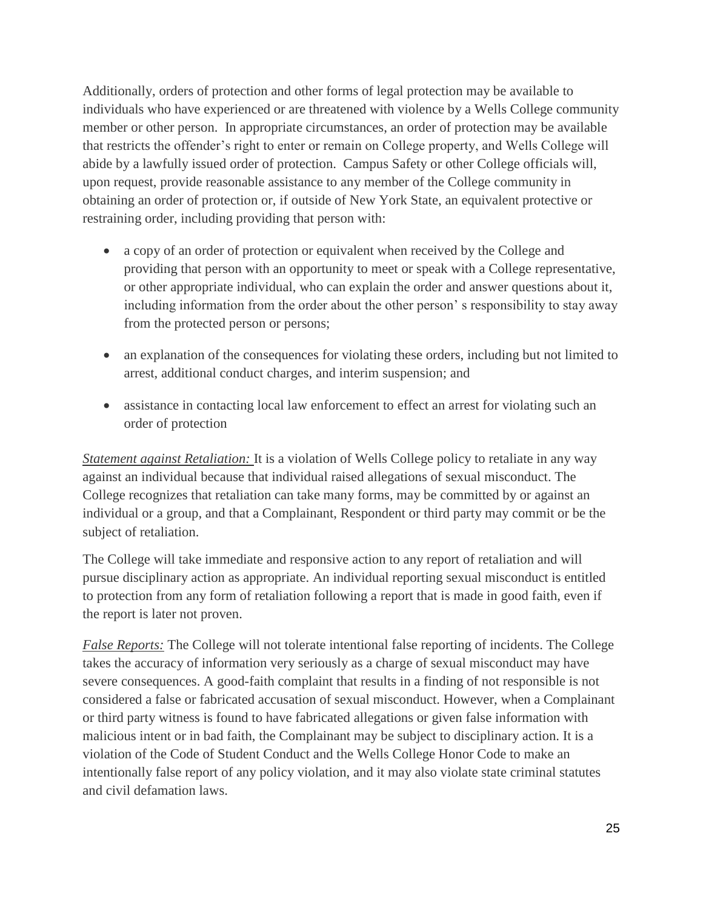Additionally, orders of protection and other forms of legal protection may be available to individuals who have experienced or are threatened with violence by a Wells College community member or other person. In appropriate circumstances, an order of protection may be available that restricts the offender's right to enter or remain on College property, and Wells College will abide by a lawfully issued order of protection. Campus Safety or other College officials will, upon request, provide reasonable assistance to any member of the College community in obtaining an order of protection or, if outside of New York State, an equivalent protective or restraining order, including providing that person with:

- a copy of an order of protection or equivalent when received by the College and providing that person with an opportunity to meet or speak with a College representative, or other appropriate individual, who can explain the order and answer questions about it, including information from the order about the other person' s responsibility to stay away from the protected person or persons;
- an explanation of the consequences for violating these orders, including but not limited to arrest, additional conduct charges, and interim suspension; and
- assistance in contacting local law enforcement to effect an arrest for violating such an order of protection

*Statement against Retaliation:* It is a violation of Wells College policy to retaliate in any way against an individual because that individual raised allegations of sexual misconduct. The College recognizes that retaliation can take many forms, may be committed by or against an individual or a group, and that a Complainant, Respondent or third party may commit or be the subject of retaliation.

The College will take immediate and responsive action to any report of retaliation and will pursue disciplinary action as appropriate. An individual reporting sexual misconduct is entitled to protection from any form of retaliation following a report that is made in good faith, even if the report is later not proven.

*False Reports:* The College will not tolerate intentional false reporting of incidents. The College takes the accuracy of information very seriously as a charge of sexual misconduct may have severe consequences. A good-faith complaint that results in a finding of not responsible is not considered a false or fabricated accusation of sexual misconduct. However, when a Complainant or third party witness is found to have fabricated allegations or given false information with malicious intent or in bad faith, the Complainant may be subject to disciplinary action. It is a violation of the Code of Student Conduct and the Wells College Honor Code to make an intentionally false report of any policy violation, and it may also violate state criminal statutes and civil defamation laws.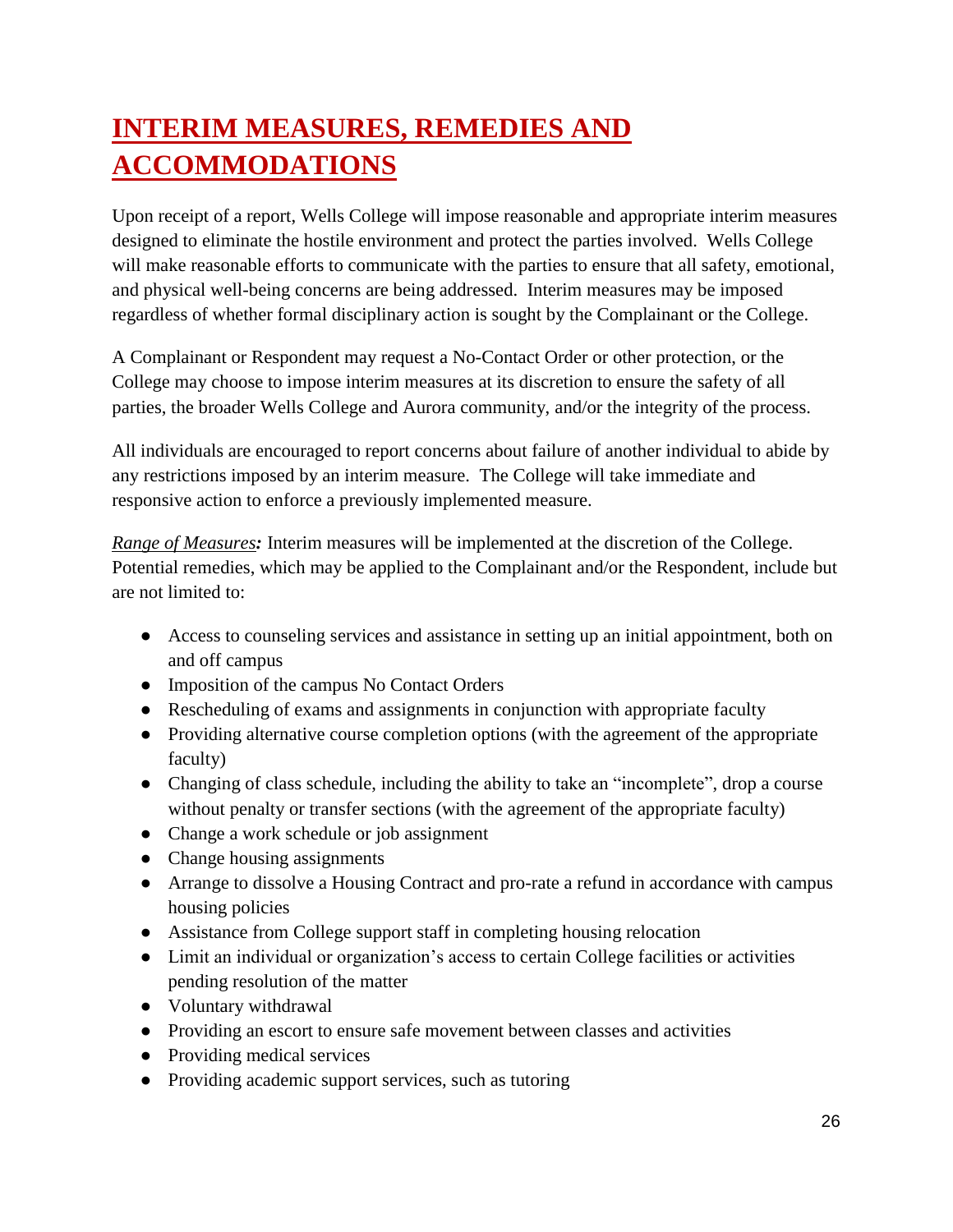# INTERIM MEASURES, REMEDIES AND ACCOMMODATIONS

Upon receipt of a report, Wells College will impose reasonable and appropriate interim measures designed to eliminate the hostile environment and protect the parties involved. Wells College will make reasonable efforts to communicate with the parties to ensure that all safety, emotional, and physical well-being concerns are being addressed. Interim measures may be imposed regardless of whether formal disciplinary action is sought by the Complainant or the College.

A Complainant or Respondent may request a No-Contact Order or other protection, or the College may choose to impose interim measures at its discretion to ensure the safety of all parties, the broader Wells College and Aurora community, and/or the integrity of the process.

All individuals are encouraged to report concerns about failure of another individual to abide by any restrictions imposed by an interim measure. The College will take immediate and responsive action to enforce a previously implemented measure.

*Range of Measures:* Interim measures will be implemented at the discretion of the College. Potential remedies, which may be applied to the Complainant and/or the Respondent, include but are not limited to:

- Access to counseling services and assistance in setting up an initial appointment, both on and off campus
- Imposition of the campus No Contact Orders
- Rescheduling of exams and assignments in conjunction with appropriate faculty
- Providing alternative course completion options (with the agreement of the appropriate faculty)
- Changing of class schedule, including the ability to take an "incomplete", drop a course without penalty or transfer sections (with the agreement of the appropriate faculty)
- Change a work schedule or job assignment
- Change housing assignments
- Arrange to dissolve a Housing Contract and pro-rate a refund in accordance with campus housing policies
- Assistance from College support staff in completing housing relocation
- Limit an individual or organization's access to certain College facilities or activities pending resolution of the matter
- Voluntary withdrawal
- Providing an escort to ensure safe movement between classes and activities
- Providing medical services
- Providing academic support services, such as tutoring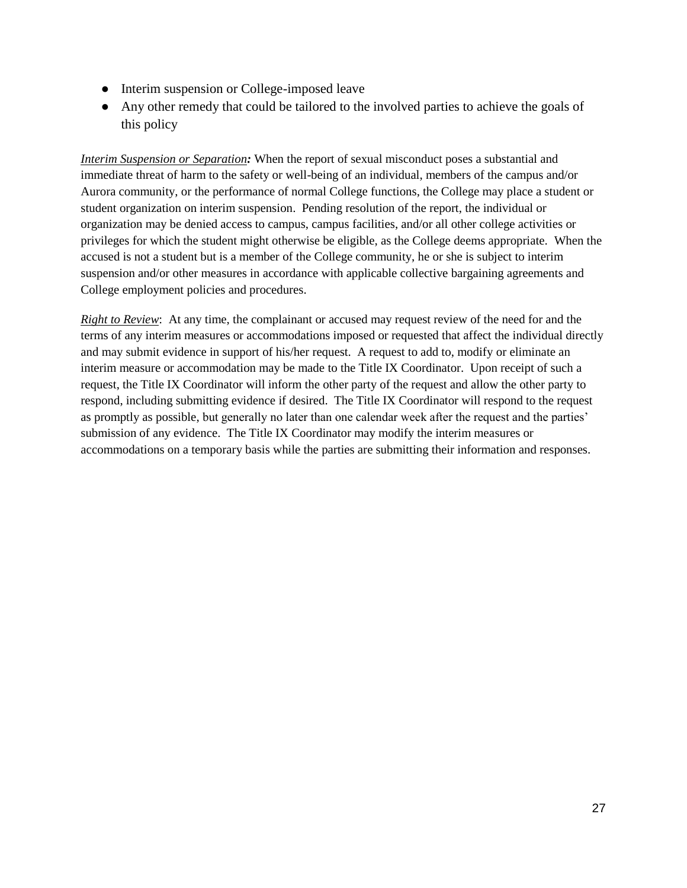- Interim suspension or College-imposed leave
- Any other remedy that could be tailored to the involved parties to achieve the goals of this policy

*Interim Suspension or Separation:* When the report of sexual misconduct poses a substantial and immediate threat of harm to the safety or well-being of an individual, members of the campus and/or Aurora community, or the performance of normal College functions, the College may place a student or student organization on interim suspension. Pending resolution of the report, the individual or organization may be denied access to campus, campus facilities, and/or all other college activities or privileges for which the student might otherwise be eligible, as the College deems appropriate. When the accused is not a student but is a member of the College community, he or she is subject to interim suspension and/or other measures in accordance with applicable collective bargaining agreements and College employment policies and procedures.

*Right to Review*: At any time, the complainant or accused may request review of the need for and the terms of any interim measures or accommodations imposed or requested that affect the individual directly and may submit evidence in support of his/her request. A request to add to, modify or eliminate an interim measure or accommodation may be made to the Title IX Coordinator. Upon receipt of such a request, the Title IX Coordinator will inform the other party of the request and allow the other party to respond, including submitting evidence if desired. The Title IX Coordinator will respond to the request as promptly as possible, but generally no later than one calendar week after the request and the parties' submission of any evidence. The Title IX Coordinator may modify the interim measures or accommodations on a temporary basis while the parties are submitting their information and responses.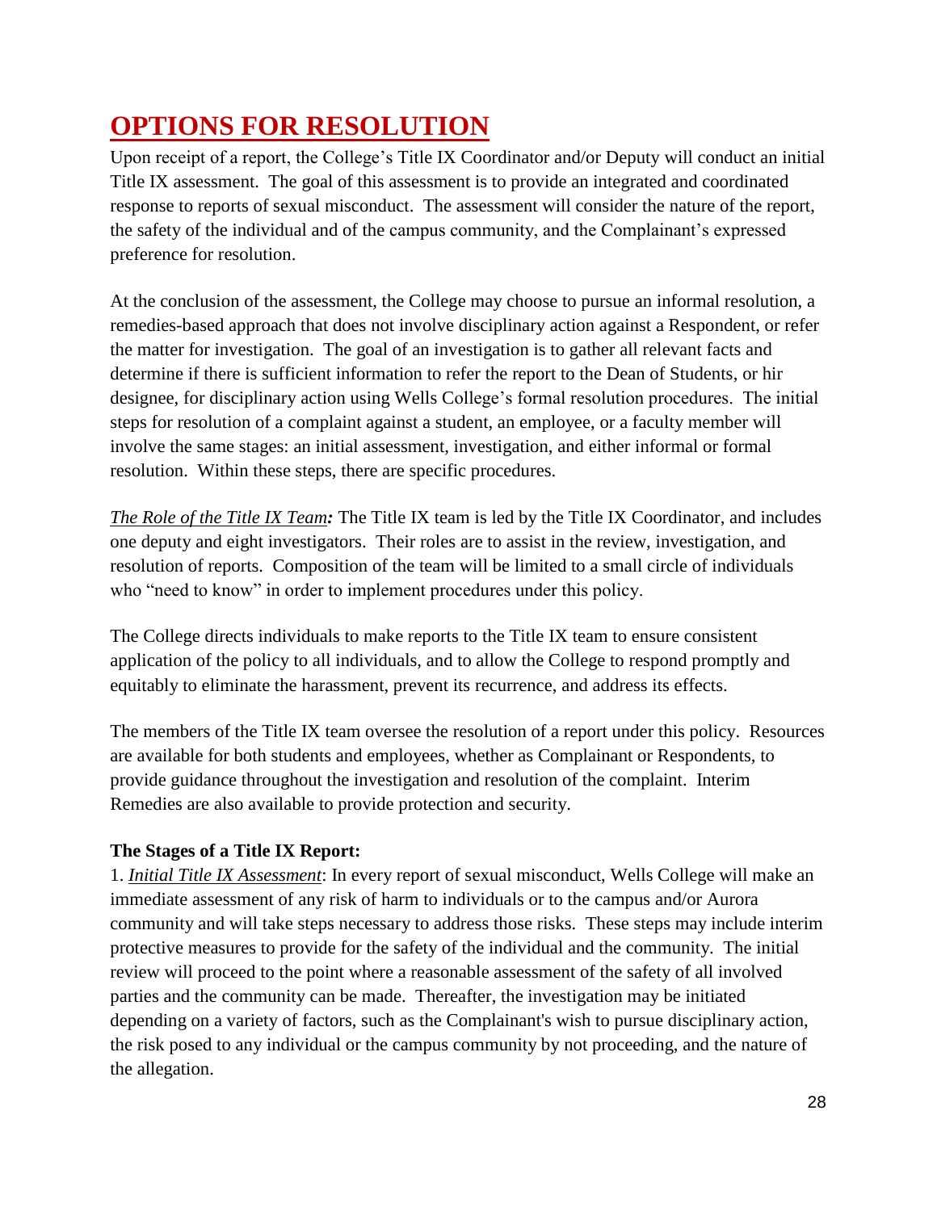# OPTIONS FOR RESOLUTION

Upon receipt of a report, the College's Title IX Coordinator and/or Deputy will conduct an initial Title IX assessment. The goal of this assessment is to provide an integrated and coordinated response to reports of sexual misconduct. The assessment will consider the nature of the report, the safety of the individual and of the campus community, and the Complainant's expressed preference for resolution.

At the conclusion of the assessment, the College may choose to pursue an informal resolution, a remedies-based approach that does not involve disciplinary action against a Respondent, or refer the matter for investigation. The goal of an investigation is to gather all relevant facts and determine if there is sufficient information to refer the report to the Dean of Students, or hir designee, for disciplinary action using Wells College's formal resolution procedures. The initial steps for resolution of a complaint against a student, an employee, or a faculty member will involve the same stages: an initial assessment, investigation, and either informal or formal resolution. Within these steps, there are specific procedures.

***The Role of the Title IX Team:*** The Title IX team is led by the Title IX Coordinator, and includes one deputy and eight investigators. Their roles are to assist in the review, investigation, and resolution of reports. Composition of the team will be limited to a small circle of individuals who "need to know" in order to implement procedures under this policy.

The College directs individuals to make reports to the Title IX team to ensure consistent application of the policy to all individuals, and to allow the College to respond promptly and equitably to eliminate the harassment, prevent its recurrence, and address its effects.

The members of the Title IX team oversee the resolution of a report under this policy. Resources are available for both students and employees, whether as Complainant or Respondents, to provide guidance throughout the investigation and resolution of the complaint. Interim Remedies are also available to provide protection and security.

**The Stages of a Title IX Report:**

1. *Initial Title IX Assessment*: In every report of sexual misconduct, Wells College will make an immediate assessment of any risk of harm to individuals or to the campus and/or Aurora community and will take steps necessary to address those risks. These steps may include interim protective measures to provide for the safety of the individual and the community. The initial review will proceed to the point where a reasonable assessment of the safety of all involved parties and the community can be made. Thereafter, the investigation may be initiated depending on a variety of factors, such as the Complainant's wish to pursue disciplinary action, the risk posed to any individual or the campus community by not proceeding, and the nature of the allegation.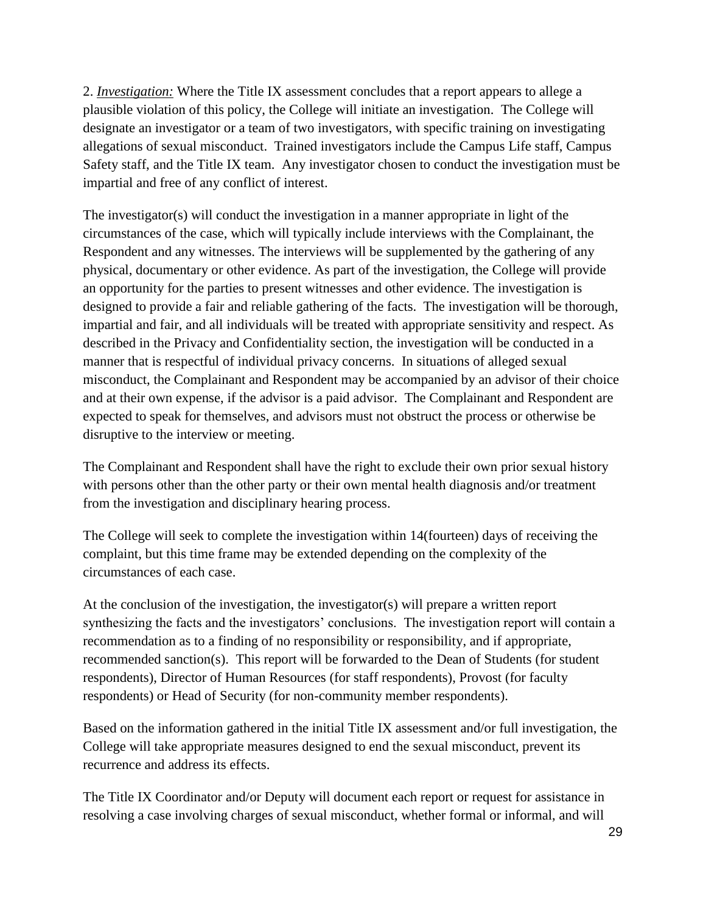2. *Investigation:* Where the Title IX assessment concludes that a report appears to allege a plausible violation of this policy, the College will initiate an investigation. The College will designate an investigator or a team of two investigators, with specific training on investigating allegations of sexual misconduct. Trained investigators include the Campus Life staff, Campus Safety staff, and the Title IX team. Any investigator chosen to conduct the investigation must be impartial and free of any conflict of interest.

The investigator(s) will conduct the investigation in a manner appropriate in light of the circumstances of the case, which will typically include interviews with the Complainant, the Respondent and any witnesses. The interviews will be supplemented by the gathering of any physical, documentary or other evidence. As part of the investigation, the College will provide an opportunity for the parties to present witnesses and other evidence. The investigation is designed to provide a fair and reliable gathering of the facts. The investigation will be thorough, impartial and fair, and all individuals will be treated with appropriate sensitivity and respect. As described in the Privacy and Confidentiality section, the investigation will be conducted in a manner that is respectful of individual privacy concerns. In situations of alleged sexual misconduct, the Complainant and Respondent may be accompanied by an advisor of their choice and at their own expense, if the advisor is a paid advisor. The Complainant and Respondent are expected to speak for themselves, and advisors must not obstruct the process or otherwise be disruptive to the interview or meeting.

The Complainant and Respondent shall have the right to exclude their own prior sexual history with persons other than the other party or their own mental health diagnosis and/or treatment from the investigation and disciplinary hearing process.

The College will seek to complete the investigation within 14(fourteen) days of receiving the complaint, but this time frame may be extended depending on the complexity of the circumstances of each case.

At the conclusion of the investigation, the investigator(s) will prepare a written report synthesizing the facts and the investigators' conclusions. The investigation report will contain a recommendation as to a finding of no responsibility or responsibility, and if appropriate, recommended sanction(s). This report will be forwarded to the Dean of Students (for student respondents), Director of Human Resources (for staff respondents), Provost (for faculty respondents) or Head of Security (for non-community member respondents).

Based on the information gathered in the initial Title IX assessment and/or full investigation, the College will take appropriate measures designed to end the sexual misconduct, prevent its recurrence and address its effects.

The Title IX Coordinator and/or Deputy will document each report or request for assistance in resolving a case involving charges of sexual misconduct, whether formal or informal, and will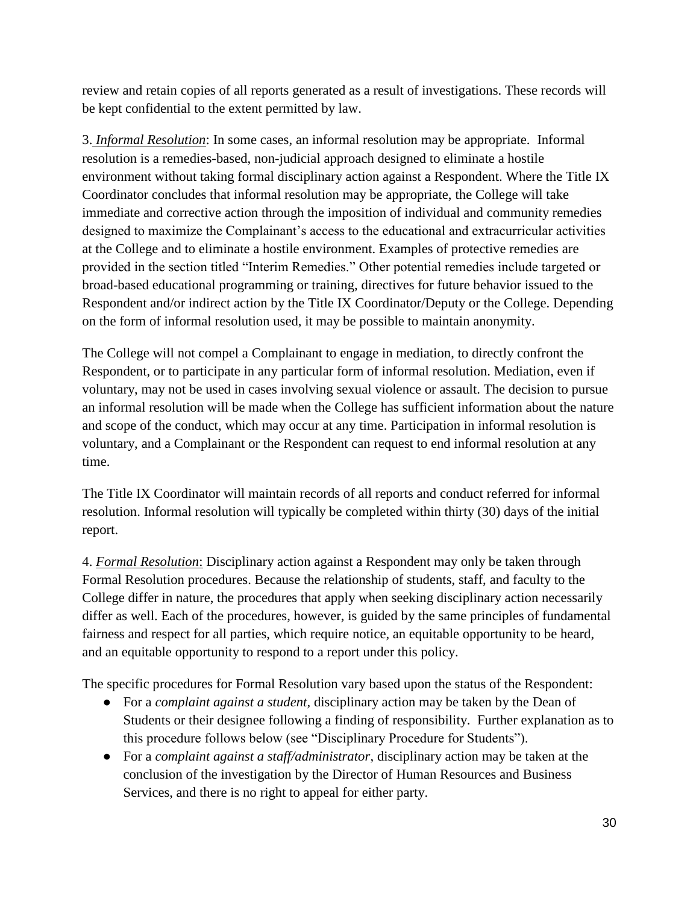review and retain copies of all reports generated as a result of investigations. These records will be kept confidential to the extent permitted by law.

3. ***Informal Resolution***: In some cases, an informal resolution may be appropriate. Informal resolution is a remedies-based, non-judicial approach designed to eliminate a hostile environment without taking formal disciplinary action against a Respondent. Where the Title IX Coordinator concludes that informal resolution may be appropriate, the College will take immediate and corrective action through the imposition of individual and community remedies designed to maximize the Complainant's access to the educational and extracurricular activities at the College and to eliminate a hostile environment. Examples of protective remedies are provided in the section titled "Interim Remedies." Other potential remedies include targeted or broad-based educational programming or training, directives for future behavior issued to the Respondent and/or indirect action by the Title IX Coordinator/Deputy or the College. Depending on the form of informal resolution used, it may be possible to maintain anonymity.

The College will not compel a Complainant to engage in mediation, to directly confront the Respondent, or to participate in any particular form of informal resolution. Mediation, even if voluntary, may not be used in cases involving sexual violence or assault. The decision to pursue an informal resolution will be made when the College has sufficient information about the nature and scope of the conduct, which may occur at any time. Participation in informal resolution is voluntary, and a Complainant or the Respondent can request to end informal resolution at any time.

The Title IX Coordinator will maintain records of all reports and conduct referred for informal resolution. Informal resolution will typically be completed within thirty (30) days of the initial report.

4. ***Formal Resolution***: Disciplinary action against a Respondent may only be taken through Formal Resolution procedures. Because the relationship of students, staff, and faculty to the College differ in nature, the procedures that apply when seeking disciplinary action necessarily differ as well. Each of the procedures, however, is guided by the same principles of fundamental fairness and respect for all parties, which require notice, an equitable opportunity to be heard, and an equitable opportunity to respond to a report under this policy.

The specific procedures for Formal Resolution vary based upon the status of the Respondent:

- For a *complaint against a student*, disciplinary action may be taken by the Dean of Students or their designee following a finding of responsibility. Further explanation as to this procedure follows below (see "Disciplinary Procedure for Students").
- For a *complaint against a staff/administrator*, disciplinary action may be taken at the conclusion of the investigation by the Director of Human Resources and Business Services, and there is no right to appeal for either party.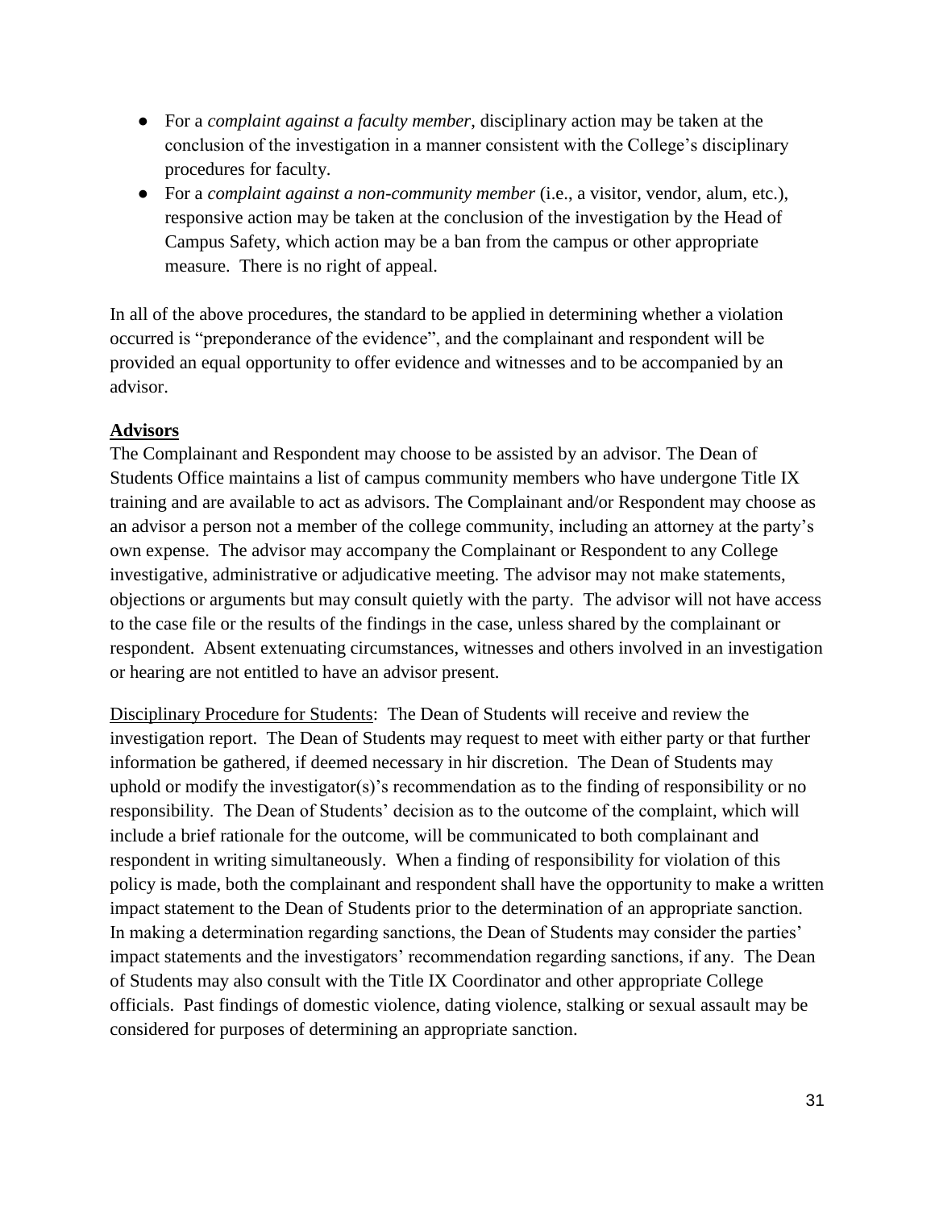- For a *complaint against a faculty member*, disciplinary action may be taken at the conclusion of the investigation in a manner consistent with the College's disciplinary procedures for faculty.
- For a *complaint against a non-community member* (i.e., a visitor, vendor, alum, etc.), responsive action may be taken at the conclusion of the investigation by the Head of Campus Safety, which action may be a ban from the campus or other appropriate measure. There is no right of appeal.

In all of the above procedures, the standard to be applied in determining whether a violation occurred is "preponderance of the evidence", and the complainant and respondent will be provided an equal opportunity to offer evidence and witnesses and to be accompanied by an advisor.

**Advisors**

The Complainant and Respondent may choose to be assisted by an advisor. The Dean of Students Office maintains a list of campus community members who have undergone Title IX training and are available to act as advisors. The Complainant and/or Respondent may choose as an advisor a person not a member of the college community, including an attorney at the party's own expense. The advisor may accompany the Complainant or Respondent to any College investigative, administrative or adjudicative meeting. The advisor may not make statements, objections or arguments but may consult quietly with the party. The advisor will not have access to the case file or the results of the findings in the case, unless shared by the complainant or respondent. Absent extenuating circumstances, witnesses and others involved in an investigation or hearing are not entitled to have an advisor present.

Disciplinary Procedure for Students: The Dean of Students will receive and review the investigation report. The Dean of Students may request to meet with either party or that further information be gathered, if deemed necessary in hir discretion. The Dean of Students may uphold or modify the investigator(s)'s recommendation as to the finding of responsibility or no responsibility. The Dean of Students' decision as to the outcome of the complaint, which will include a brief rationale for the outcome, will be communicated to both complainant and respondent in writing simultaneously. When a finding of responsibility for violation of this policy is made, both the complainant and respondent shall have the opportunity to make a written impact statement to the Dean of Students prior to the determination of an appropriate sanction. In making a determination regarding sanctions, the Dean of Students may consider the parties' impact statements and the investigators' recommendation regarding sanctions, if any. The Dean of Students may also consult with the Title IX Coordinator and other appropriate College officials. Past findings of domestic violence, dating violence, stalking or sexual assault may be considered for purposes of determining an appropriate sanction.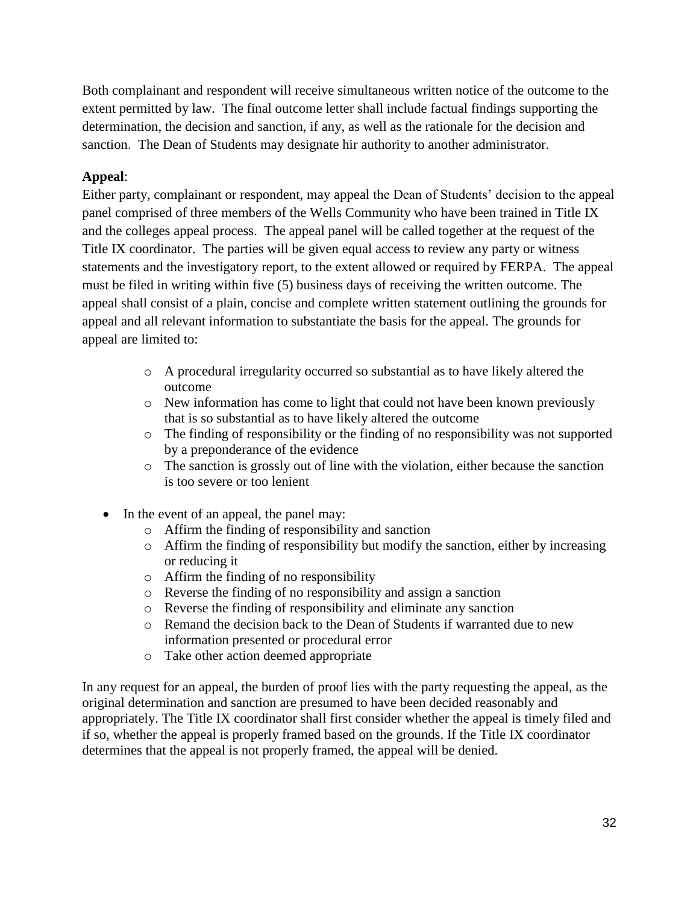Both complainant and respondent will receive simultaneous written notice of the outcome to the extent permitted by law. The final outcome letter shall include factual findings supporting the determination, the decision and sanction, if any, as well as the rationale for the decision and sanction. The Dean of Students may designate hir authority to another administrator.

**Appeal**:

Either party, complainant or respondent, may appeal the Dean of Students' decision to the appeal panel comprised of three members of the Wells Community who have been trained in Title IX and the colleges appeal process. The appeal panel will be called together at the request of the Title IX coordinator. The parties will be given equal access to review any party or witness statements and the investigatory report, to the extent allowed or required by FERPA. The appeal must be filed in writing within five (5) business days of receiving the written outcome. The appeal shall consist of a plain, concise and complete written statement outlining the grounds for appeal and all relevant information to substantiate the basis for the appeal. The grounds for appeal are limited to:

- A procedural irregularity occurred so substantial as to have likely altered the outcome
- New information has come to light that could not have been known previously that is so substantial as to have likely altered the outcome
- The finding of responsibility or the finding of no responsibility was not supported by a preponderance of the evidence
- The sanction is grossly out of line with the violation, either because the sanction is too severe or too lenient

- In the event of an appeal, the panel may:
  - Affirm the finding of responsibility and sanction
  - Affirm the finding of responsibility but modify the sanction, either by increasing or reducing it
  - Affirm the finding of no responsibility
  - Reverse the finding of no responsibility and assign a sanction
  - Reverse the finding of responsibility and eliminate any sanction
  - Remand the decision back to the Dean of Students if warranted due to new information presented or procedural error
  - Take other action deemed appropriate

In any request for an appeal, the burden of proof lies with the party requesting the appeal, as the original determination and sanction are presumed to have been decided reasonably and appropriately. The Title IX coordinator shall first consider whether the appeal is timely filed and if so, whether the appeal is properly framed based on the grounds. If the Title IX coordinator determines that the appeal is not properly framed, the appeal will be denied.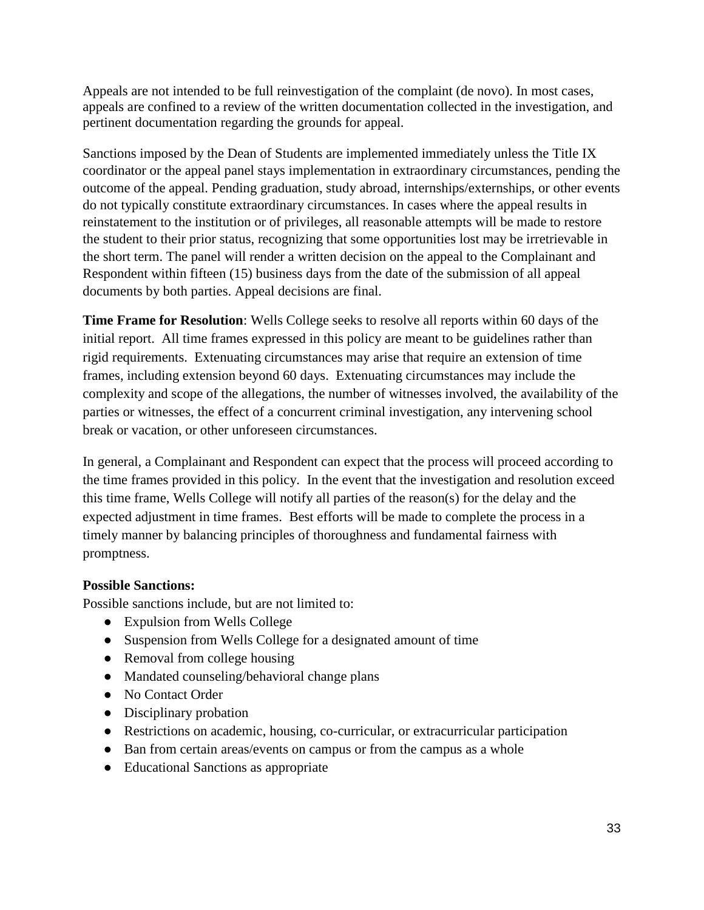Appeals are not intended to be full reinvestigation of the complaint (de novo). In most cases, appeals are confined to a review of the written documentation collected in the investigation, and pertinent documentation regarding the grounds for appeal.

Sanctions imposed by the Dean of Students are implemented immediately unless the Title IX coordinator or the appeal panel stays implementation in extraordinary circumstances, pending the outcome of the appeal. Pending graduation, study abroad, internships/externships, or other events do not typically constitute extraordinary circumstances. In cases where the appeal results in reinstatement to the institution or of privileges, all reasonable attempts will be made to restore the student to their prior status, recognizing that some opportunities lost may be irretrievable in the short term. The panel will render a written decision on the appeal to the Complainant and Respondent within fifteen (15) business days from the date of the submission of all appeal documents by both parties. Appeal decisions are final.

**Time Frame for Resolution**: Wells College seeks to resolve all reports within 60 days of the initial report. All time frames expressed in this policy are meant to be guidelines rather than rigid requirements. Extenuating circumstances may arise that require an extension of time frames, including extension beyond 60 days. Extenuating circumstances may include the complexity and scope of the allegations, the number of witnesses involved, the availability of the parties or witnesses, the effect of a concurrent criminal investigation, any intervening school break or vacation, or other unforeseen circumstances.

In general, a Complainant and Respondent can expect that the process will proceed according to the time frames provided in this policy. In the event that the investigation and resolution exceed this time frame, Wells College will notify all parties of the reason(s) for the delay and the expected adjustment in time frames. Best efforts will be made to complete the process in a timely manner by balancing principles of thoroughness and fundamental fairness with promptness.

**Possible Sanctions:**

Possible sanctions include, but are not limited to:

- Expulsion from Wells College
- Suspension from Wells College for a designated amount of time
- Removal from college housing
- Mandated counseling/behavioral change plans
- No Contact Order
- Disciplinary probation
- Restrictions on academic, housing, co-curricular, or extracurricular participation
- Ban from certain areas/events on campus or from the campus as a whole
- Educational Sanctions as appropriate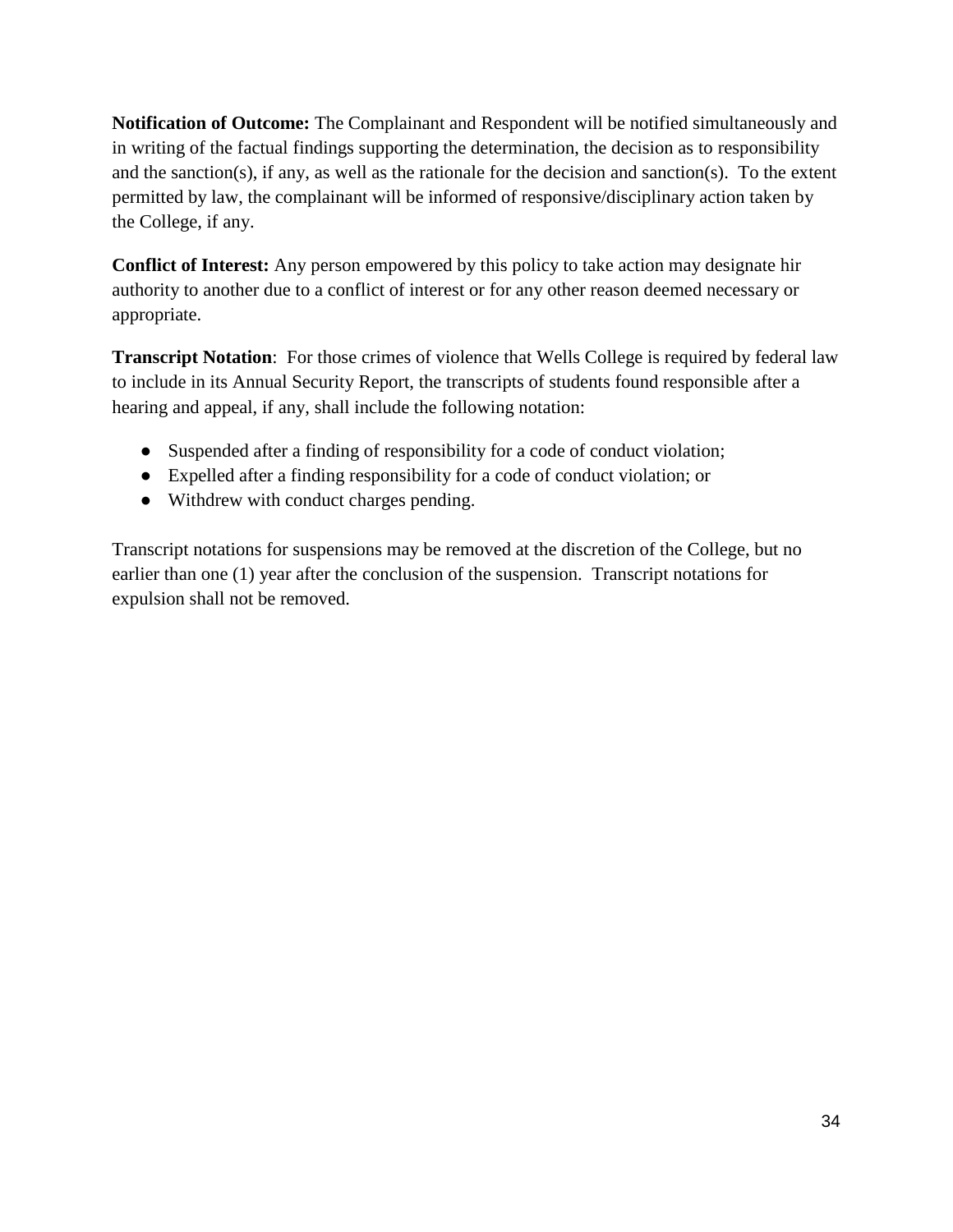**Notification of Outcome:** The Complainant and Respondent will be notified simultaneously and in writing of the factual findings supporting the determination, the decision as to responsibility and the sanction(s), if any, as well as the rationale for the decision and sanction(s). To the extent permitted by law, the complainant will be informed of responsive/disciplinary action taken by the College, if any.

**Conflict of Interest:** Any person empowered by this policy to take action may designate hir authority to another due to a conflict of interest or for any other reason deemed necessary or appropriate.

**Transcript Notation**: For those crimes of violence that Wells College is required by federal law to include in its Annual Security Report, the transcripts of students found responsible after a hearing and appeal, if any, shall include the following notation:

- Suspended after a finding of responsibility for a code of conduct violation;
- Expelled after a finding responsibility for a code of conduct violation; or
- Withdrew with conduct charges pending.

Transcript notations for suspensions may be removed at the discretion of the College, but no earlier than one (1) year after the conclusion of the suspension. Transcript notations for expulsion shall not be removed.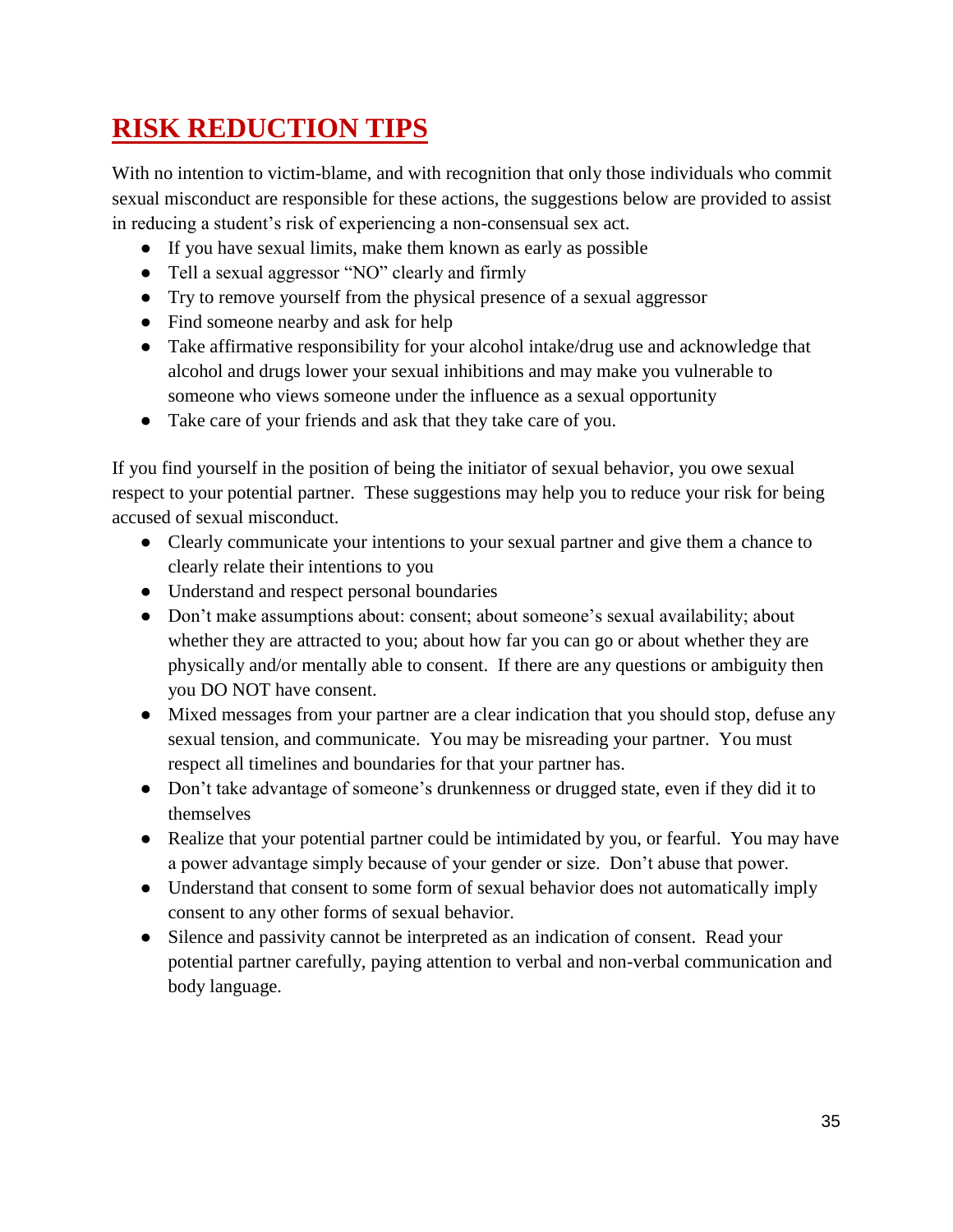## RISK REDUCTION TIPS

With no intention to victim-blame, and with recognition that only those individuals who commit sexual misconduct are responsible for these actions, the suggestions below are provided to assist in reducing a student's risk of experiencing a non-consensual sex act.

- If you have sexual limits, make them known as early as possible
- Tell a sexual aggressor "NO" clearly and firmly
- Try to remove yourself from the physical presence of a sexual aggressor
- Find someone nearby and ask for help
- Take affirmative responsibility for your alcohol intake/drug use and acknowledge that alcohol and drugs lower your sexual inhibitions and may make you vulnerable to someone who views someone under the influence as a sexual opportunity
- Take care of your friends and ask that they take care of you.

If you find yourself in the position of being the initiator of sexual behavior, you owe sexual respect to your potential partner. These suggestions may help you to reduce your risk for being accused of sexual misconduct.

- Clearly communicate your intentions to your sexual partner and give them a chance to clearly relate their intentions to you
- Understand and respect personal boundaries
- Don't make assumptions about: consent; about someone's sexual availability; about whether they are attracted to you; about how far you can go or about whether they are physically and/or mentally able to consent. If there are any questions or ambiguity then you DO NOT have consent.
- Mixed messages from your partner are a clear indication that you should stop, defuse any sexual tension, and communicate. You may be misreading your partner. You must respect all timelines and boundaries for that your partner has.
- Don't take advantage of someone's drunkenness or drugged state, even if they did it to themselves
- Realize that your potential partner could be intimidated by you, or fearful. You may have a power advantage simply because of your gender or size. Don't abuse that power.
- Understand that consent to some form of sexual behavior does not automatically imply consent to any other forms of sexual behavior.
- Silence and passivity cannot be interpreted as an indication of consent. Read your potential partner carefully, paying attention to verbal and non-verbal communication and body language.